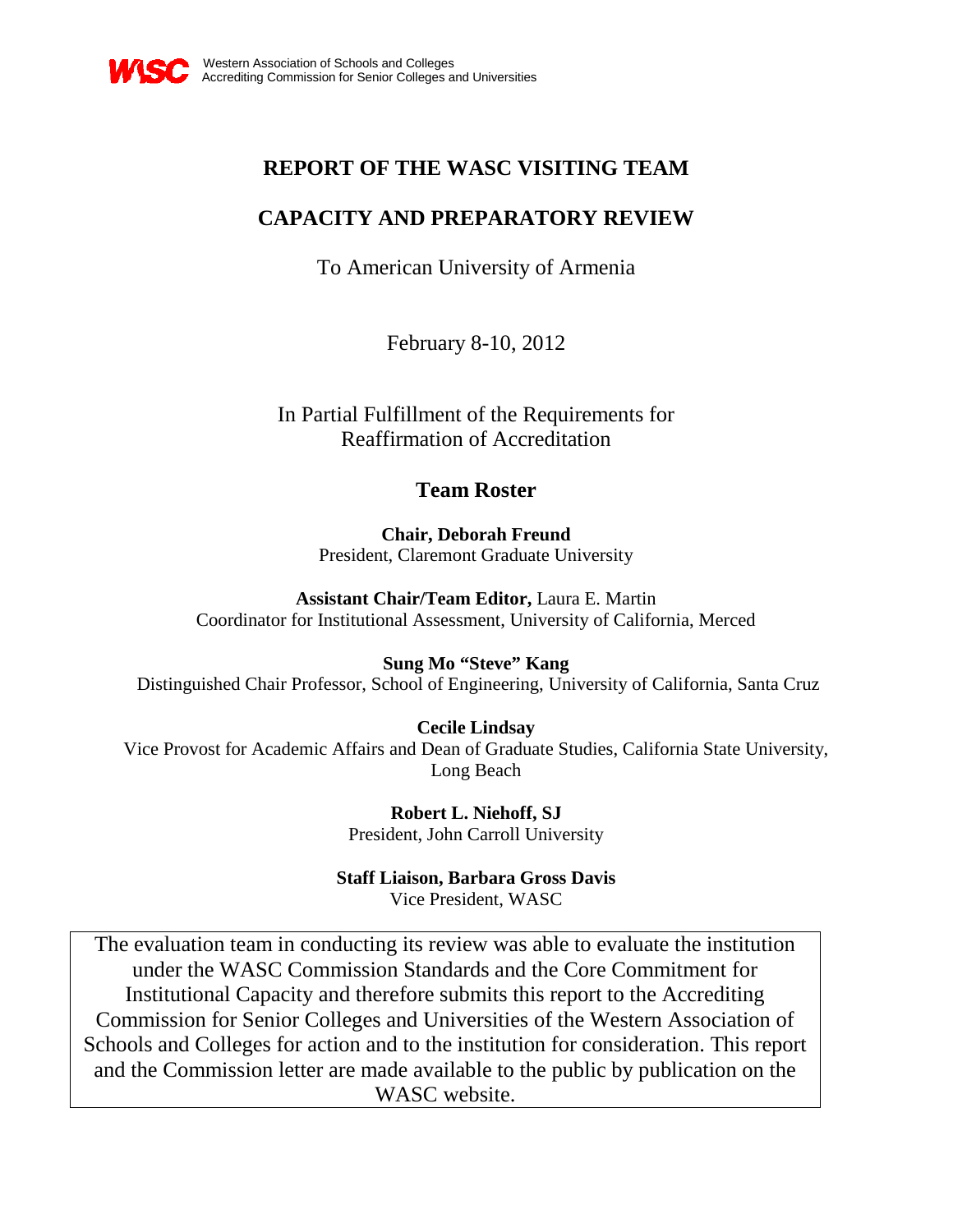WASC Western Association of Schools and Colleges
Accrediting Commission for Senior Colleges and Universities

# REPORT OF THE WASC VISITING TEAM

## CAPACITY AND PREPARATORY REVIEW

To American University of Armenia

February 8-10, 2012

In Partial Fulfillment of the Requirements for
Reaffirmation of Accreditation

### Team Roster

**Chair, Deborah Freund**
President, Claremont Graduate University

**Assistant Chair/Team Editor,** Laura E. Martin
Coordinator for Institutional Assessment, University of California, Merced

**Sung Mo "Steve" Kang**
Distinguished Chair Professor, School of Engineering, University of California, Santa Cruz

**Cecile Lindsay**
Vice Provost for Academic Affairs and Dean of Graduate Studies, California State University, Long Beach

**Robert L. Niehoff, SJ**
President, John Carroll University

**Staff Liaison, Barbara Gross Davis**
Vice President, WASC

The evaluation team in conducting its review was able to evaluate the institution under the WASC Commission Standards and the Core Commitment for Institutional Capacity and therefore submits this report to the Accrediting Commission for Senior Colleges and Universities of the Western Association of Schools and Colleges for action and to the institution for consideration. This report and the Commission letter are made available to the public by publication on the WASC website.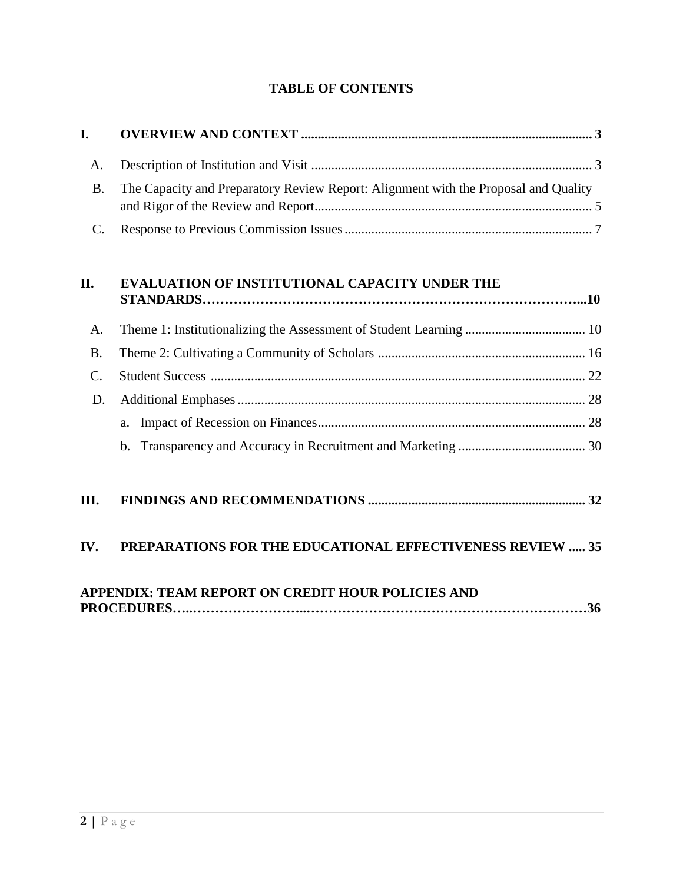# TABLE OF CONTENTS

**I. OVERVIEW AND CONTEXT ........................................................................................ 3**

- A. Description of Institution and Visit ..................................................................................... 3
- B. The Capacity and Preparatory Review Report: Alignment with the Proposal and Quality and Rigor of the Review and Report................................................................................... 5
- C. Response to Previous Commission Issues .......................................................................... 7

**II. EVALUATION OF INSTITUTIONAL CAPACITY UNDER THE STANDARDS………………………………………………………………………...10**

- A. Theme 1: Institutionalizing the Assessment of Student Learning .................................... 10
- B. Theme 2: Cultivating a Community of Scholars .............................................................. 16
- C. Student Success ................................................................................................................ 22
- D. Additional Emphases ........................................................................................................ 28
  - a. Impact of Recession on Finances................................................................................. 28
  - b. Transparency and Accuracy in Recruitment and Marketing ...................................... 30

**III. FINDINGS AND RECOMMENDATIONS ................................................................. 32**

**IV. PREPARATIONS FOR THE EDUCATIONAL EFFECTIVENESS REVIEW ..... 35**

**APPENDIX: TEAM REPORT ON CREDIT HOUR POLICIES AND PROCEDURES…..……………………..…………………………………………………………36**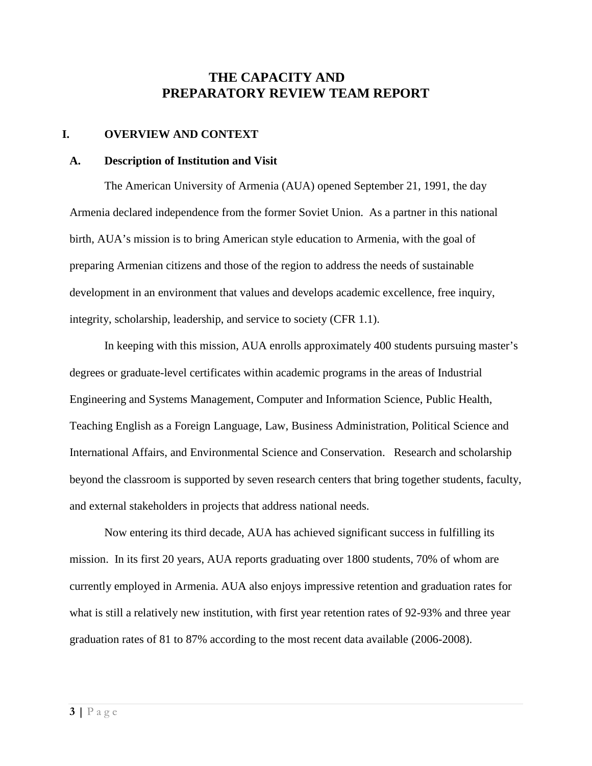# THE CAPACITY AND PREPARATORY REVIEW TEAM REPORT

## I. OVERVIEW AND CONTEXT

### A. Description of Institution and Visit

The American University of Armenia (AUA) opened September 21, 1991, the day Armenia declared independence from the former Soviet Union. As a partner in this national birth, AUA's mission is to bring American style education to Armenia, with the goal of preparing Armenian citizens and those of the region to address the needs of sustainable development in an environment that values and develops academic excellence, free inquiry, integrity, scholarship, leadership, and service to society (CFR 1.1).

In keeping with this mission, AUA enrolls approximately 400 students pursuing master's degrees or graduate-level certificates within academic programs in the areas of Industrial Engineering and Systems Management, Computer and Information Science, Public Health, Teaching English as a Foreign Language, Law, Business Administration, Political Science and International Affairs, and Environmental Science and Conservation. Research and scholarship beyond the classroom is supported by seven research centers that bring together students, faculty, and external stakeholders in projects that address national needs.

Now entering its third decade, AUA has achieved significant success in fulfilling its mission. In its first 20 years, AUA reports graduating over 1800 students, 70% of whom are currently employed in Armenia. AUA also enjoys impressive retention and graduation rates for what is still a relatively new institution, with first year retention rates of 92-93% and three year graduation rates of 81 to 87% according to the most recent data available (2006-2008).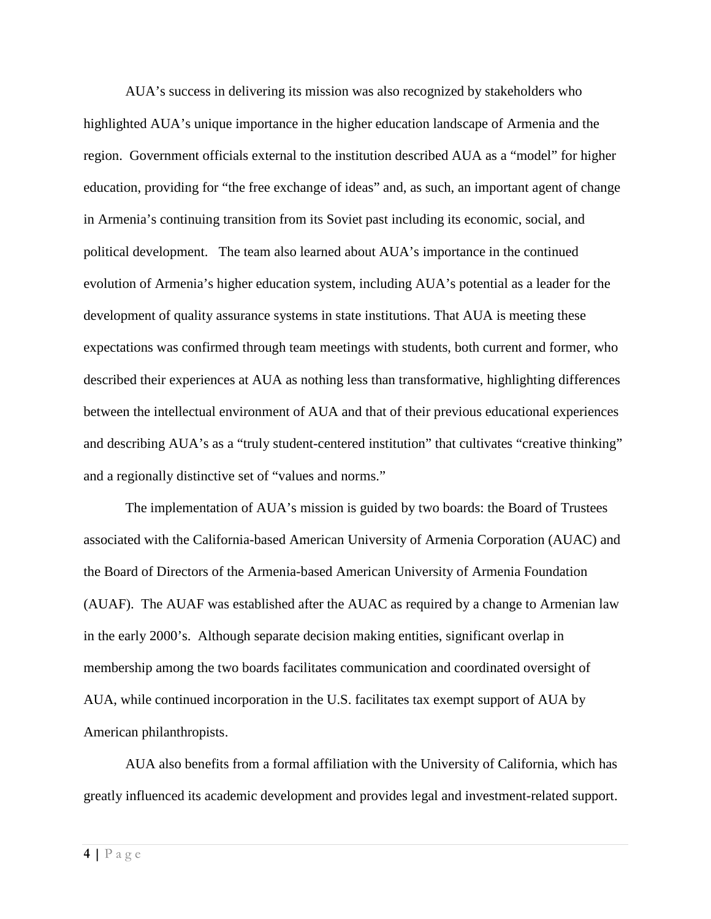AUA's success in delivering its mission was also recognized by stakeholders who highlighted AUA's unique importance in the higher education landscape of Armenia and the region. Government officials external to the institution described AUA as a "model" for higher education, providing for "the free exchange of ideas" and, as such, an important agent of change in Armenia's continuing transition from its Soviet past including its economic, social, and political development. The team also learned about AUA's importance in the continued evolution of Armenia's higher education system, including AUA's potential as a leader for the development of quality assurance systems in state institutions. That AUA is meeting these expectations was confirmed through team meetings with students, both current and former, who described their experiences at AUA as nothing less than transformative, highlighting differences between the intellectual environment of AUA and that of their previous educational experiences and describing AUA's as a "truly student-centered institution" that cultivates "creative thinking" and a regionally distinctive set of "values and norms."

The implementation of AUA's mission is guided by two boards: the Board of Trustees associated with the California-based American University of Armenia Corporation (AUAC) and the Board of Directors of the Armenia-based American University of Armenia Foundation (AUAF). The AUAF was established after the AUAC as required by a change to Armenian law in the early 2000's. Although separate decision making entities, significant overlap in membership among the two boards facilitates communication and coordinated oversight of AUA, while continued incorporation in the U.S. facilitates tax exempt support of AUA by American philanthropists.

AUA also benefits from a formal affiliation with the University of California, which has greatly influenced its academic development and provides legal and investment-related support.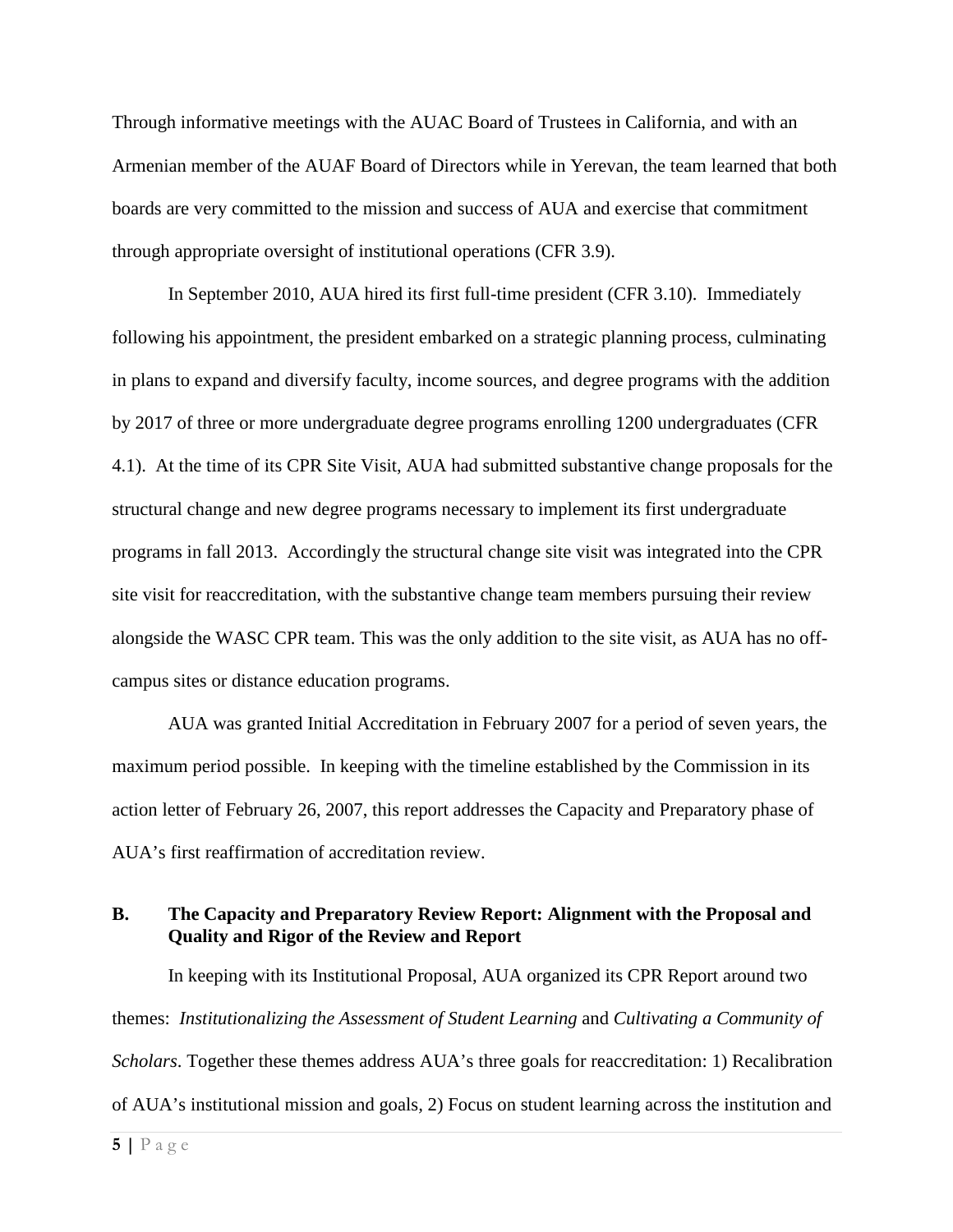Through informative meetings with the AUAC Board of Trustees in California, and with an Armenian member of the AUAF Board of Directors while in Yerevan, the team learned that both boards are very committed to the mission and success of AUA and exercise that commitment through appropriate oversight of institutional operations (CFR 3.9).

In September 2010, AUA hired its first full-time president (CFR 3.10). Immediately following his appointment, the president embarked on a strategic planning process, culminating in plans to expand and diversify faculty, income sources, and degree programs with the addition by 2017 of three or more undergraduate degree programs enrolling 1200 undergraduates (CFR 4.1). At the time of its CPR Site Visit, AUA had submitted substantive change proposals for the structural change and new degree programs necessary to implement its first undergraduate programs in fall 2013. Accordingly the structural change site visit was integrated into the CPR site visit for reaccreditation, with the substantive change team members pursuing their review alongside the WASC CPR team. This was the only addition to the site visit, as AUA has no off-campus sites or distance education programs.

AUA was granted Initial Accreditation in February 2007 for a period of seven years, the maximum period possible. In keeping with the timeline established by the Commission in its action letter of February 26, 2007, this report addresses the Capacity and Preparatory phase of AUA's first reaffirmation of accreditation review.

### B. The Capacity and Preparatory Review Report: Alignment with the Proposal and Quality and Rigor of the Review and Report

In keeping with its Institutional Proposal, AUA organized its CPR Report around two themes: *Institutionalizing the Assessment of Student Learning* and *Cultivating a Community of Scholars*. Together these themes address AUA's three goals for reaccreditation: 1) Recalibration of AUA's institutional mission and goals, 2) Focus on student learning across the institution and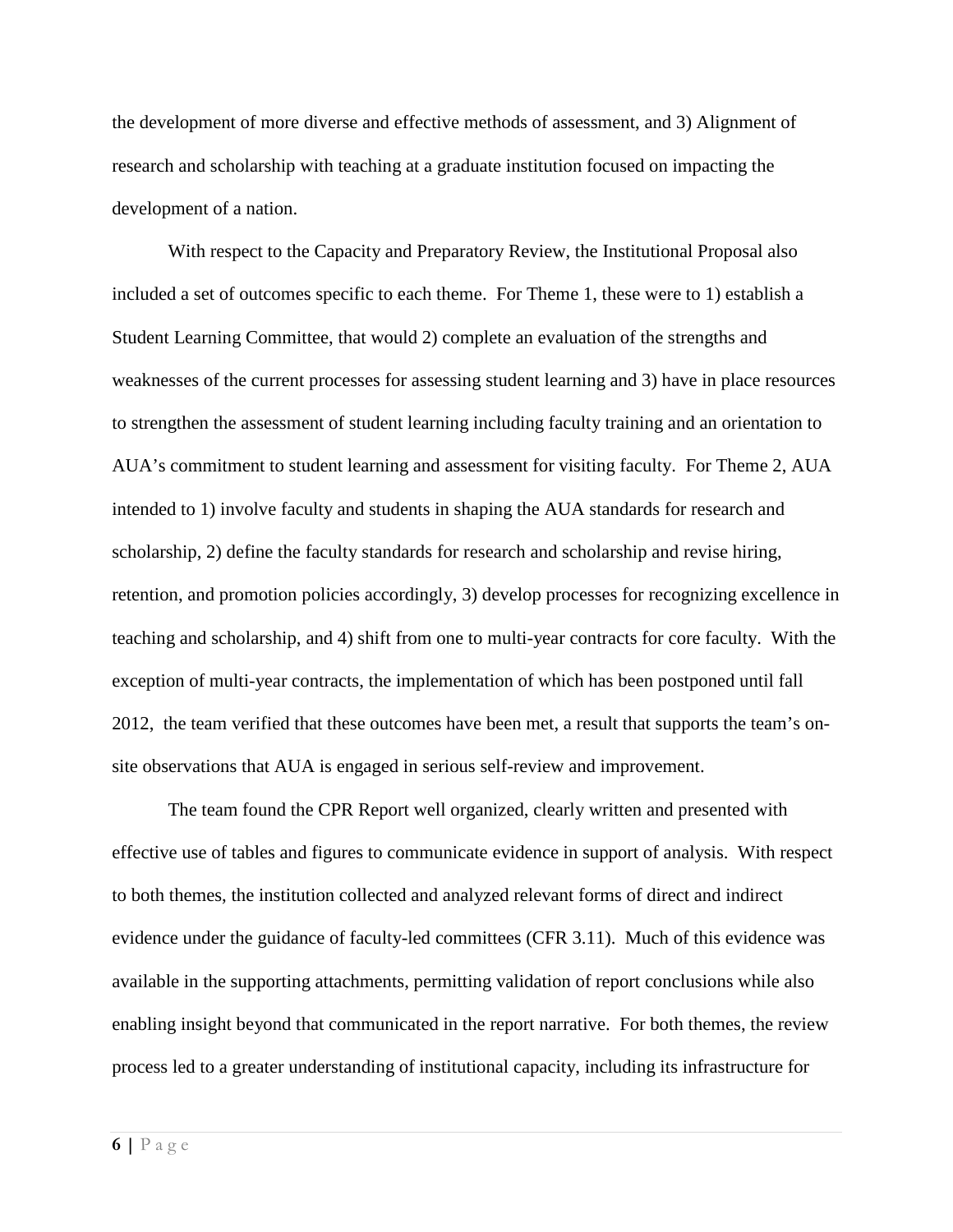the development of more diverse and effective methods of assessment, and 3) Alignment of research and scholarship with teaching at a graduate institution focused on impacting the development of a nation.

With respect to the Capacity and Preparatory Review, the Institutional Proposal also included a set of outcomes specific to each theme. For Theme 1, these were to 1) establish a Student Learning Committee, that would 2) complete an evaluation of the strengths and weaknesses of the current processes for assessing student learning and 3) have in place resources to strengthen the assessment of student learning including faculty training and an orientation to AUA's commitment to student learning and assessment for visiting faculty. For Theme 2, AUA intended to 1) involve faculty and students in shaping the AUA standards for research and scholarship, 2) define the faculty standards for research and scholarship and revise hiring, retention, and promotion policies accordingly, 3) develop processes for recognizing excellence in teaching and scholarship, and 4) shift from one to multi-year contracts for core faculty. With the exception of multi-year contracts, the implementation of which has been postponed until fall 2012, the team verified that these outcomes have been met, a result that supports the team's on-site observations that AUA is engaged in serious self-review and improvement.

The team found the CPR Report well organized, clearly written and presented with effective use of tables and figures to communicate evidence in support of analysis. With respect to both themes, the institution collected and analyzed relevant forms of direct and indirect evidence under the guidance of faculty-led committees (CFR 3.11). Much of this evidence was available in the supporting attachments, permitting validation of report conclusions while also enabling insight beyond that communicated in the report narrative. For both themes, the review process led to a greater understanding of institutional capacity, including its infrastructure for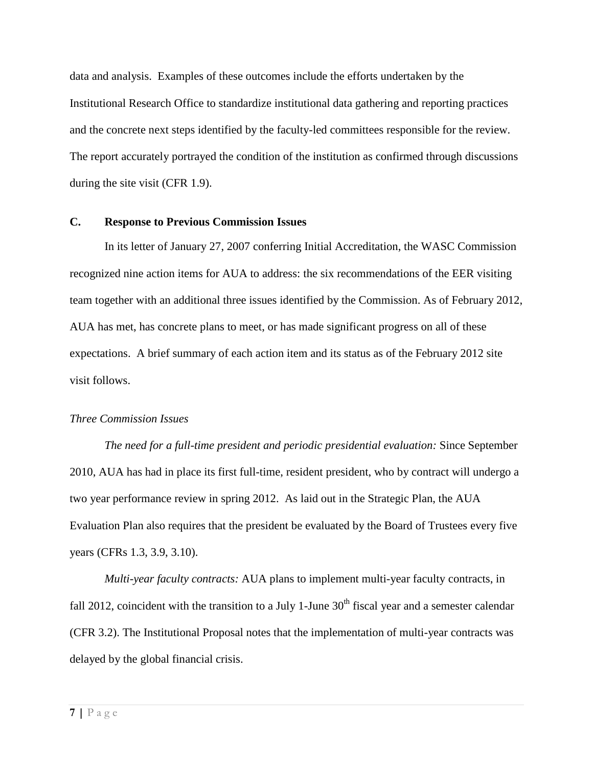data and analysis. Examples of these outcomes include the efforts undertaken by the Institutional Research Office to standardize institutional data gathering and reporting practices and the concrete next steps identified by the faculty-led committees responsible for the review. The report accurately portrayed the condition of the institution as confirmed through discussions during the site visit (CFR 1.9).

## C. Response to Previous Commission Issues

In its letter of January 27, 2007 conferring Initial Accreditation, the WASC Commission recognized nine action items for AUA to address: the six recommendations of the EER visiting team together with an additional three issues identified by the Commission. As of February 2012, AUA has met, has concrete plans to meet, or has made significant progress on all of these expectations. A brief summary of each action item and its status as of the February 2012 site visit follows.

*Three Commission Issues*

*The need for a full-time president and periodic presidential evaluation:* Since September 2010, AUA has had in place its first full-time, resident president, who by contract will undergo a two year performance review in spring 2012. As laid out in the Strategic Plan, the AUA Evaluation Plan also requires that the president be evaluated by the Board of Trustees every five years (CFRs 1.3, 3.9, 3.10).

*Multi-year faculty contracts:* AUA plans to implement multi-year faculty contracts, in fall 2012, coincident with the transition to a July 1-June 30th fiscal year and a semester calendar (CFR 3.2). The Institutional Proposal notes that the implementation of multi-year contracts was delayed by the global financial crisis.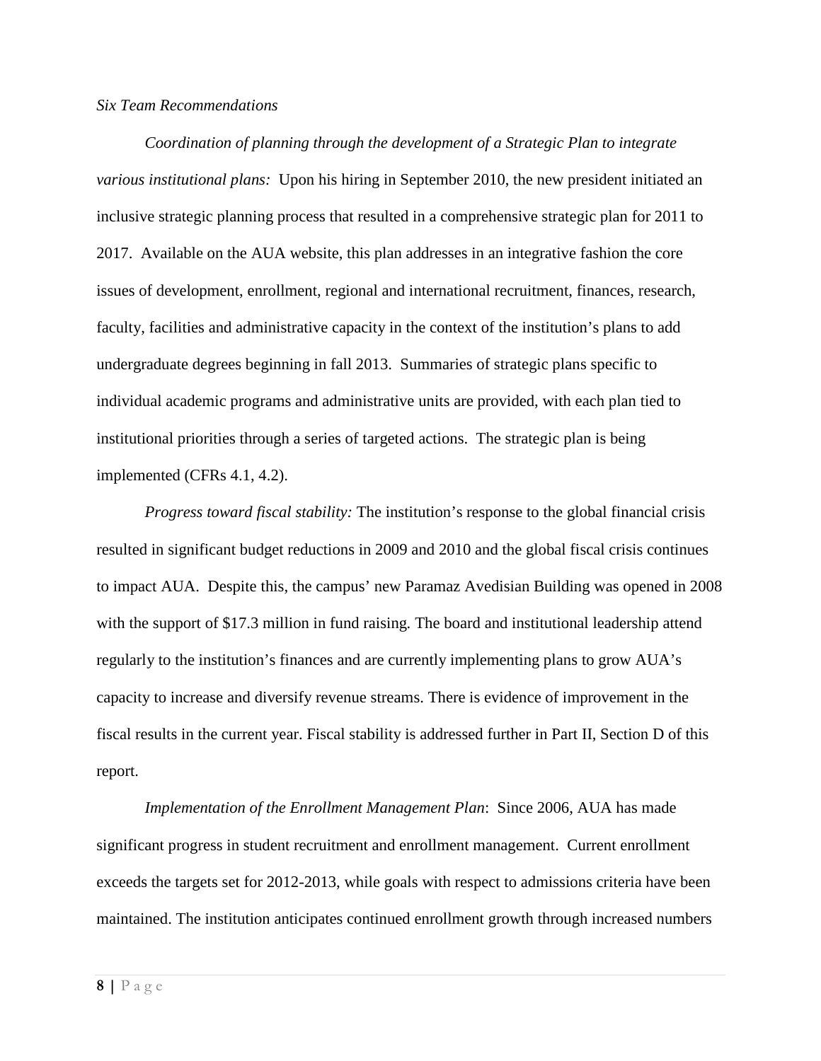*Six Team Recommendations*

*Coordination of planning through the development of a Strategic Plan to integrate various institutional plans:* Upon his hiring in September 2010, the new president initiated an inclusive strategic planning process that resulted in a comprehensive strategic plan for 2011 to 2017. Available on the AUA website, this plan addresses in an integrative fashion the core issues of development, enrollment, regional and international recruitment, finances, research, faculty, facilities and administrative capacity in the context of the institution's plans to add undergraduate degrees beginning in fall 2013. Summaries of strategic plans specific to individual academic programs and administrative units are provided, with each plan tied to institutional priorities through a series of targeted actions. The strategic plan is being implemented (CFRs 4.1, 4.2).

*Progress toward fiscal stability:* The institution's response to the global financial crisis resulted in significant budget reductions in 2009 and 2010 and the global fiscal crisis continues to impact AUA. Despite this, the campus' new Paramaz Avedisian Building was opened in 2008 with the support of $17.3 million in fund raising. The board and institutional leadership attend regularly to the institution's finances and are currently implementing plans to grow AUA's capacity to increase and diversify revenue streams. There is evidence of improvement in the fiscal results in the current year. Fiscal stability is addressed further in Part II, Section D of this report.

*Implementation of the Enrollment Management Plan*: Since 2006, AUA has made significant progress in student recruitment and enrollment management. Current enrollment exceeds the targets set for 2012-2013, while goals with respect to admissions criteria have been maintained. The institution anticipates continued enrollment growth through increased numbers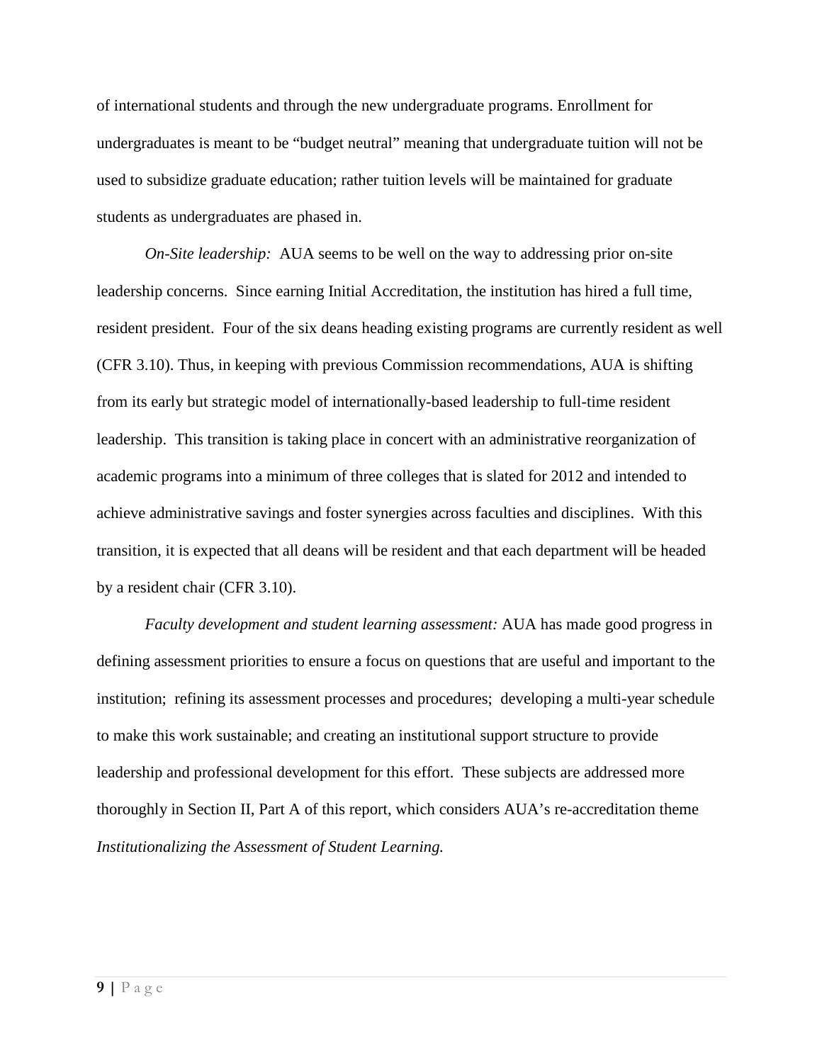of international students and through the new undergraduate programs. Enrollment for undergraduates is meant to be "budget neutral" meaning that undergraduate tuition will not be used to subsidize graduate education; rather tuition levels will be maintained for graduate students as undergraduates are phased in.

*On-Site leadership:* AUA seems to be well on the way to addressing prior on-site leadership concerns. Since earning Initial Accreditation, the institution has hired a full time, resident president. Four of the six deans heading existing programs are currently resident as well (CFR 3.10). Thus, in keeping with previous Commission recommendations, AUA is shifting from its early but strategic model of internationally-based leadership to full-time resident leadership. This transition is taking place in concert with an administrative reorganization of academic programs into a minimum of three colleges that is slated for 2012 and intended to achieve administrative savings and foster synergies across faculties and disciplines. With this transition, it is expected that all deans will be resident and that each department will be headed by a resident chair (CFR 3.10).

*Faculty development and student learning assessment:* AUA has made good progress in defining assessment priorities to ensure a focus on questions that are useful and important to the institution; refining its assessment processes and procedures; developing a multi-year schedule to make this work sustainable; and creating an institutional support structure to provide leadership and professional development for this effort. These subjects are addressed more thoroughly in Section II, Part A of this report, which considers AUA's re-accreditation theme *Institutionalizing the Assessment of Student Learning.*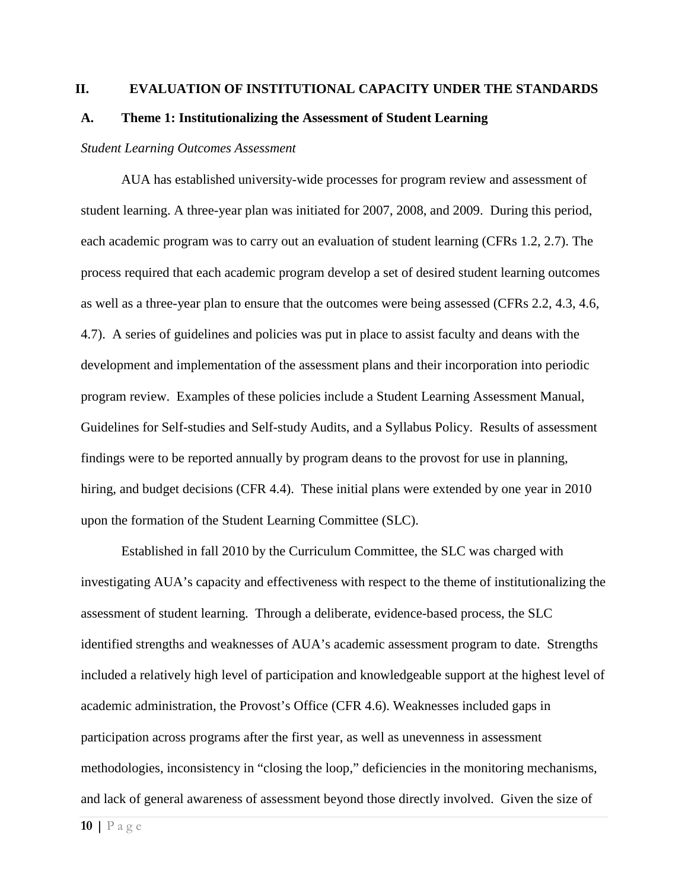## II. EVALUATION OF INSTITUTIONAL CAPACITY UNDER THE STANDARDS

### A. Theme 1: Institutionalizing the Assessment of Student Learning

*Student Learning Outcomes Assessment*

AUA has established university-wide processes for program review and assessment of student learning. A three-year plan was initiated for 2007, 2008, and 2009. During this period, each academic program was to carry out an evaluation of student learning (CFRs 1.2, 2.7). The process required that each academic program develop a set of desired student learning outcomes as well as a three-year plan to ensure that the outcomes were being assessed (CFRs 2.2, 4.3, 4.6, 4.7). A series of guidelines and policies was put in place to assist faculty and deans with the development and implementation of the assessment plans and their incorporation into periodic program review. Examples of these policies include a Student Learning Assessment Manual, Guidelines for Self-studies and Self-study Audits, and a Syllabus Policy. Results of assessment findings were to be reported annually by program deans to the provost for use in planning, hiring, and budget decisions (CFR 4.4). These initial plans were extended by one year in 2010 upon the formation of the Student Learning Committee (SLC).

Established in fall 2010 by the Curriculum Committee, the SLC was charged with investigating AUA's capacity and effectiveness with respect to the theme of institutionalizing the assessment of student learning. Through a deliberate, evidence-based process, the SLC identified strengths and weaknesses of AUA's academic assessment program to date. Strengths included a relatively high level of participation and knowledgeable support at the highest level of academic administration, the Provost's Office (CFR 4.6). Weaknesses included gaps in participation across programs after the first year, as well as unevenness in assessment methodologies, inconsistency in "closing the loop," deficiencies in the monitoring mechanisms, and lack of general awareness of assessment beyond those directly involved. Given the size of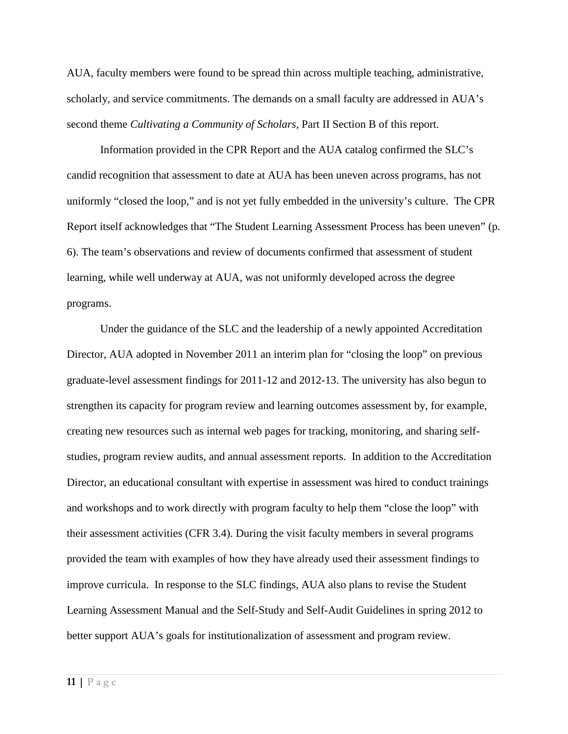AUA, faculty members were found to be spread thin across multiple teaching, administrative, scholarly, and service commitments. The demands on a small faculty are addressed in AUA's second theme *Cultivating a Community of Scholars*, Part II Section B of this report.

Information provided in the CPR Report and the AUA catalog confirmed the SLC's candid recognition that assessment to date at AUA has been uneven across programs, has not uniformly "closed the loop," and is not yet fully embedded in the university's culture. The CPR Report itself acknowledges that "The Student Learning Assessment Process has been uneven" (p. 6). The team's observations and review of documents confirmed that assessment of student learning, while well underway at AUA, was not uniformly developed across the degree programs.

Under the guidance of the SLC and the leadership of a newly appointed Accreditation Director, AUA adopted in November 2011 an interim plan for "closing the loop" on previous graduate-level assessment findings for 2011-12 and 2012-13. The university has also begun to strengthen its capacity for program review and learning outcomes assessment by, for example, creating new resources such as internal web pages for tracking, monitoring, and sharing self-studies, program review audits, and annual assessment reports. In addition to the Accreditation Director, an educational consultant with expertise in assessment was hired to conduct trainings and workshops and to work directly with program faculty to help them "close the loop" with their assessment activities (CFR 3.4). During the visit faculty members in several programs provided the team with examples of how they have already used their assessment findings to improve curricula. In response to the SLC findings, AUA also plans to revise the Student Learning Assessment Manual and the Self-Study and Self-Audit Guidelines in spring 2012 to better support AUA's goals for institutionalization of assessment and program review.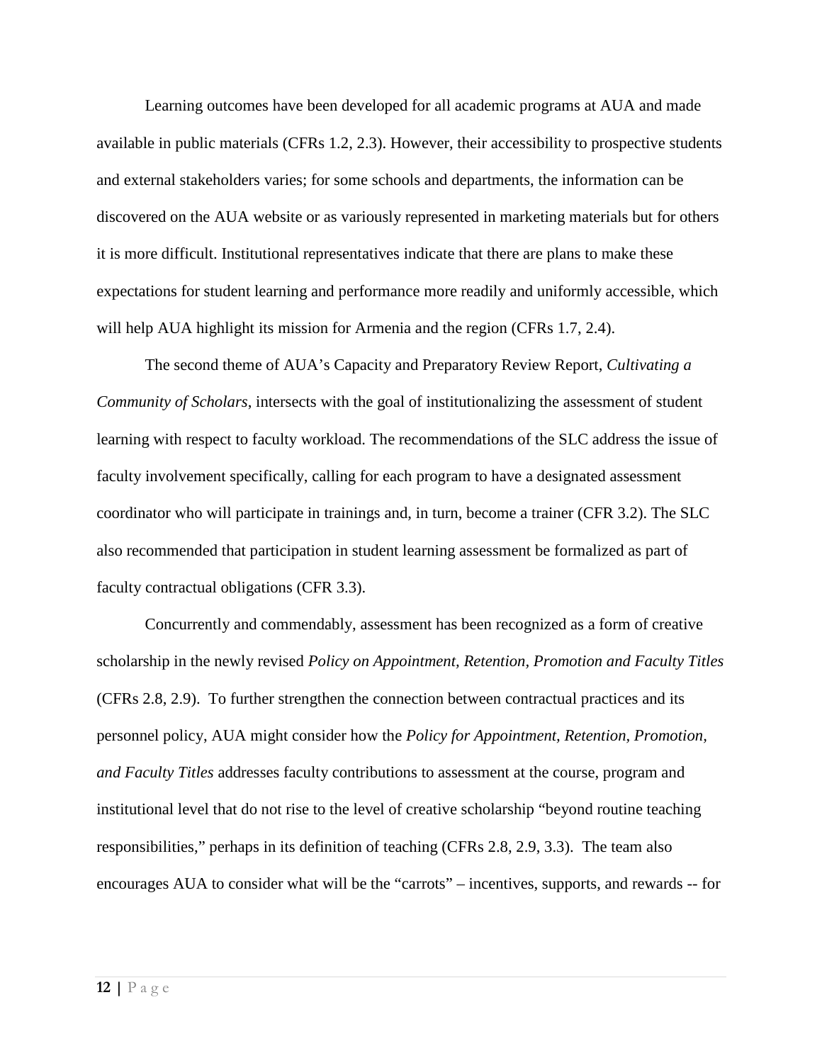Learning outcomes have been developed for all academic programs at AUA and made available in public materials (CFRs 1.2, 2.3). However, their accessibility to prospective students and external stakeholders varies; for some schools and departments, the information can be discovered on the AUA website or as variously represented in marketing materials but for others it is more difficult. Institutional representatives indicate that there are plans to make these expectations for student learning and performance more readily and uniformly accessible, which will help AUA highlight its mission for Armenia and the region (CFRs 1.7, 2.4).

The second theme of AUA's Capacity and Preparatory Review Report, *Cultivating a Community of Scholars*, intersects with the goal of institutionalizing the assessment of student learning with respect to faculty workload. The recommendations of the SLC address the issue of faculty involvement specifically, calling for each program to have a designated assessment coordinator who will participate in trainings and, in turn, become a trainer (CFR 3.2). The SLC also recommended that participation in student learning assessment be formalized as part of faculty contractual obligations (CFR 3.3).

Concurrently and commendably, assessment has been recognized as a form of creative scholarship in the newly revised *Policy on Appointment, Retention, Promotion and Faculty Titles* (CFRs 2.8, 2.9). To further strengthen the connection between contractual practices and its personnel policy, AUA might consider how the *Policy for Appointment, Retention, Promotion, and Faculty Titles* addresses faculty contributions to assessment at the course, program and institutional level that do not rise to the level of creative scholarship "beyond routine teaching responsibilities," perhaps in its definition of teaching (CFRs 2.8, 2.9, 3.3). The team also encourages AUA to consider what will be the "carrots" – incentives, supports, and rewards -- for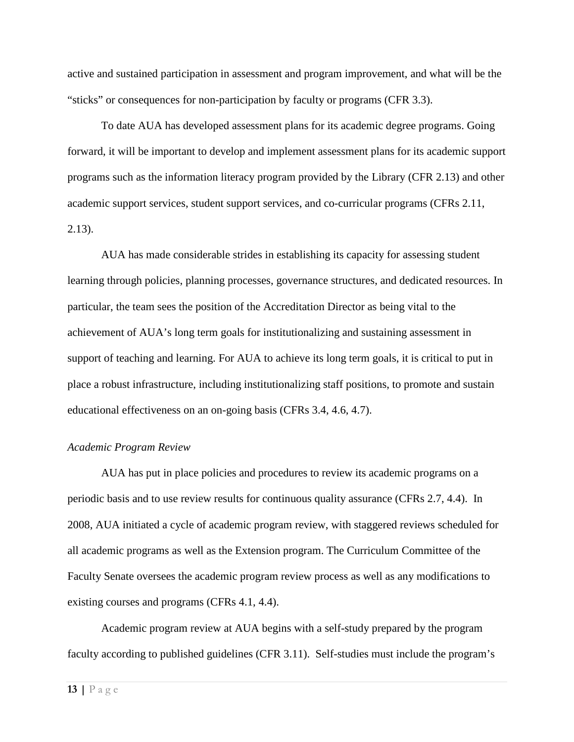active and sustained participation in assessment and program improvement, and what will be the "sticks" or consequences for non-participation by faculty or programs (CFR 3.3).

To date AUA has developed assessment plans for its academic degree programs. Going forward, it will be important to develop and implement assessment plans for its academic support programs such as the information literacy program provided by the Library (CFR 2.13) and other academic support services, student support services, and co-curricular programs (CFRs 2.11, 2.13).

AUA has made considerable strides in establishing its capacity for assessing student learning through policies, planning processes, governance structures, and dedicated resources. In particular, the team sees the position of the Accreditation Director as being vital to the achievement of AUA's long term goals for institutionalizing and sustaining assessment in support of teaching and learning. For AUA to achieve its long term goals, it is critical to put in place a robust infrastructure, including institutionalizing staff positions, to promote and sustain educational effectiveness on an on-going basis (CFRs 3.4, 4.6, 4.7).

*Academic Program Review*

AUA has put in place policies and procedures to review its academic programs on a periodic basis and to use review results for continuous quality assurance (CFRs 2.7, 4.4). In 2008, AUA initiated a cycle of academic program review, with staggered reviews scheduled for all academic programs as well as the Extension program. The Curriculum Committee of the Faculty Senate oversees the academic program review process as well as any modifications to existing courses and programs (CFRs 4.1, 4.4).

Academic program review at AUA begins with a self-study prepared by the program faculty according to published guidelines (CFR 3.11). Self-studies must include the program's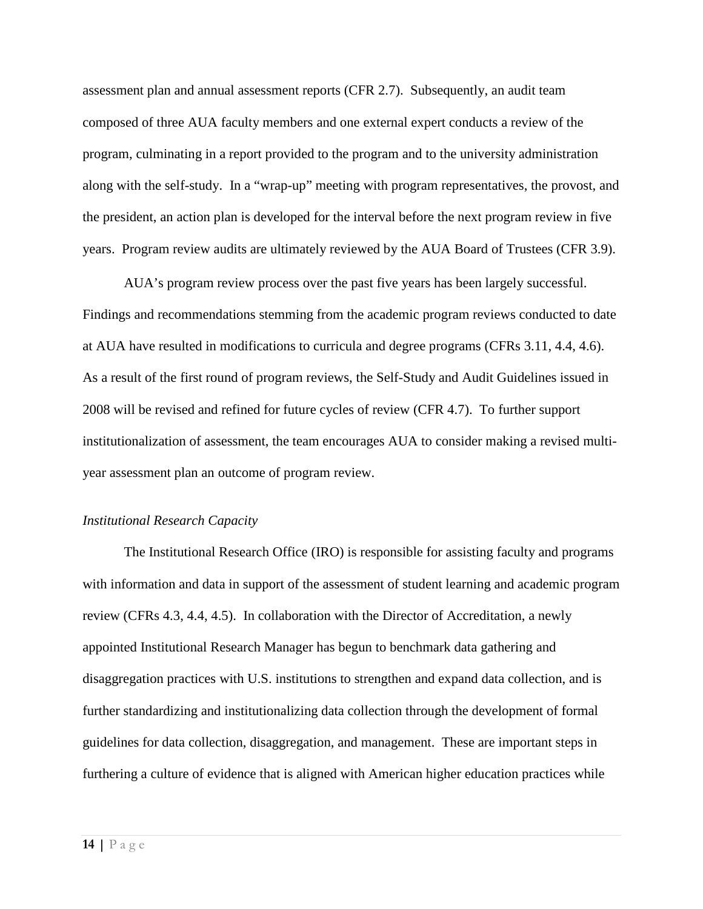assessment plan and annual assessment reports (CFR 2.7). Subsequently, an audit team composed of three AUA faculty members and one external expert conducts a review of the program, culminating in a report provided to the program and to the university administration along with the self-study. In a "wrap-up" meeting with program representatives, the provost, and the president, an action plan is developed for the interval before the next program review in five years. Program review audits are ultimately reviewed by the AUA Board of Trustees (CFR 3.9).

AUA's program review process over the past five years has been largely successful. Findings and recommendations stemming from the academic program reviews conducted to date at AUA have resulted in modifications to curricula and degree programs (CFRs 3.11, 4.4, 4.6). As a result of the first round of program reviews, the Self-Study and Audit Guidelines issued in 2008 will be revised and refined for future cycles of review (CFR 4.7). To further support institutionalization of assessment, the team encourages AUA to consider making a revised multi-year assessment plan an outcome of program review.

*Institutional Research Capacity*

The Institutional Research Office (IRO) is responsible for assisting faculty and programs with information and data in support of the assessment of student learning and academic program review (CFRs 4.3, 4.4, 4.5). In collaboration with the Director of Accreditation, a newly appointed Institutional Research Manager has begun to benchmark data gathering and disaggregation practices with U.S. institutions to strengthen and expand data collection, and is further standardizing and institutionalizing data collection through the development of formal guidelines for data collection, disaggregation, and management. These are important steps in furthering a culture of evidence that is aligned with American higher education practices while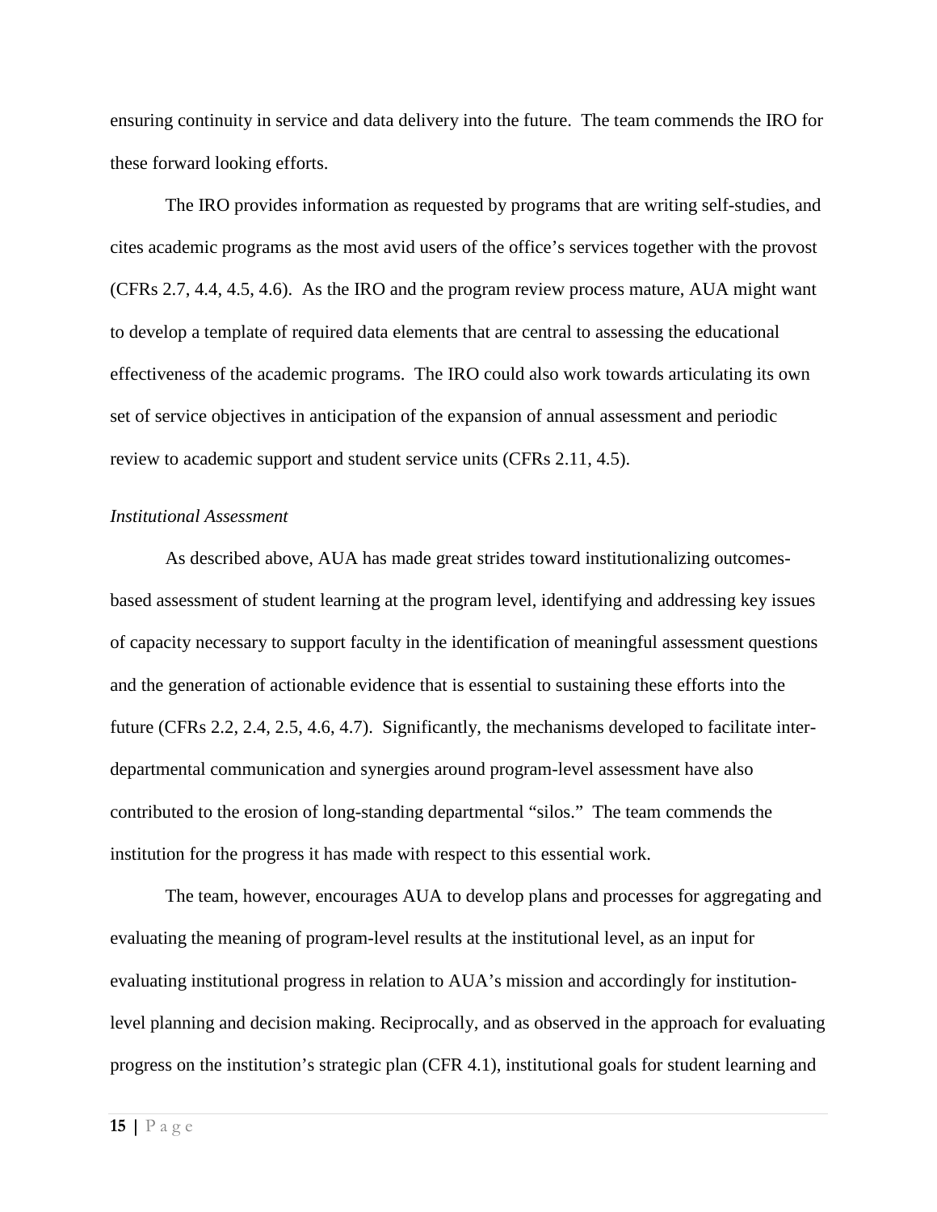ensuring continuity in service and data delivery into the future. The team commends the IRO for these forward looking efforts.

The IRO provides information as requested by programs that are writing self-studies, and cites academic programs as the most avid users of the office's services together with the provost (CFRs 2.7, 4.4, 4.5, 4.6). As the IRO and the program review process mature, AUA might want to develop a template of required data elements that are central to assessing the educational effectiveness of the academic programs. The IRO could also work towards articulating its own set of service objectives in anticipation of the expansion of annual assessment and periodic review to academic support and student service units (CFRs 2.11, 4.5).

*Institutional Assessment*

As described above, AUA has made great strides toward institutionalizing outcomes-based assessment of student learning at the program level, identifying and addressing key issues of capacity necessary to support faculty in the identification of meaningful assessment questions and the generation of actionable evidence that is essential to sustaining these efforts into the future (CFRs 2.2, 2.4, 2.5, 4.6, 4.7). Significantly, the mechanisms developed to facilitate inter-departmental communication and synergies around program-level assessment have also contributed to the erosion of long-standing departmental "silos." The team commends the institution for the progress it has made with respect to this essential work.

The team, however, encourages AUA to develop plans and processes for aggregating and evaluating the meaning of program-level results at the institutional level, as an input for evaluating institutional progress in relation to AUA's mission and accordingly for institution-level planning and decision making. Reciprocally, and as observed in the approach for evaluating progress on the institution's strategic plan (CFR 4.1), institutional goals for student learning and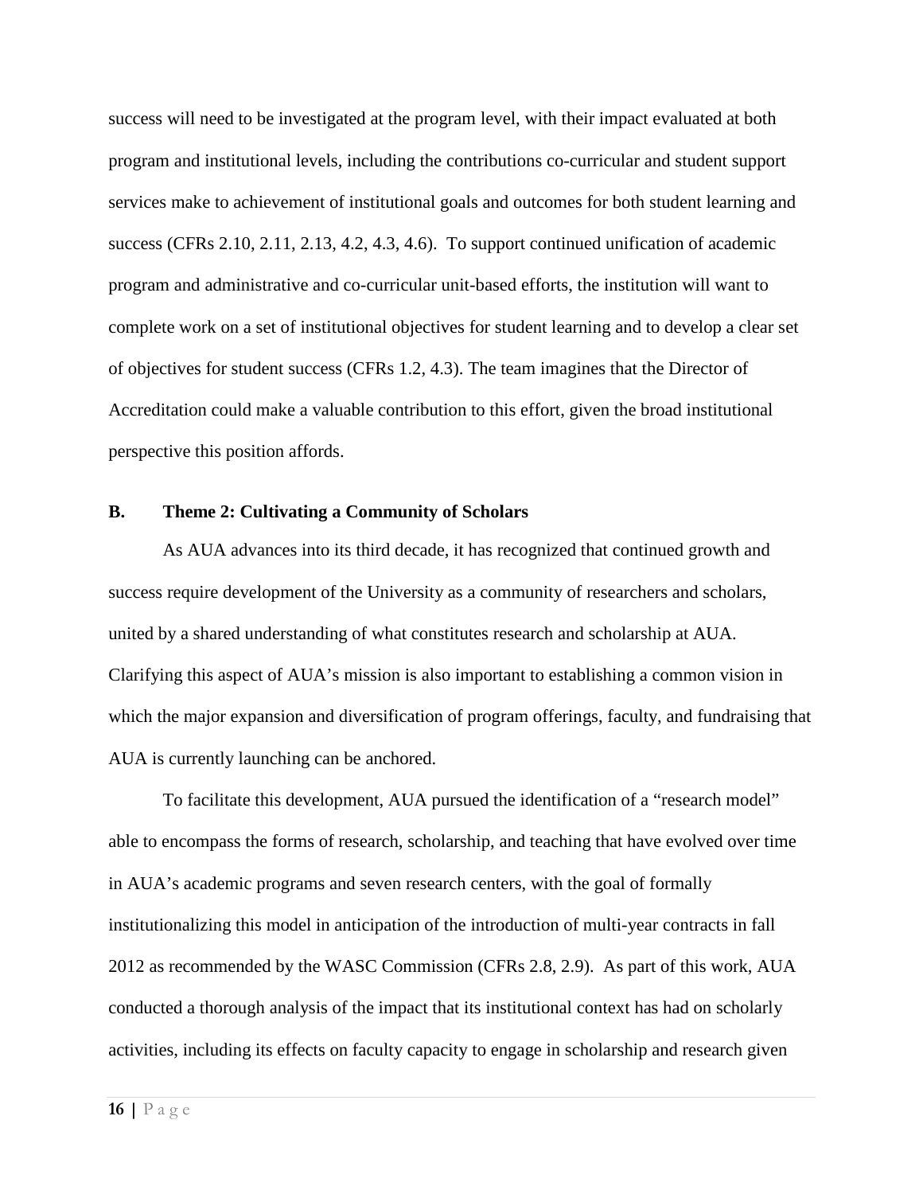success will need to be investigated at the program level, with their impact evaluated at both program and institutional levels, including the contributions co-curricular and student support services make to achievement of institutional goals and outcomes for both student learning and success (CFRs 2.10, 2.11, 2.13, 4.2, 4.3, 4.6). To support continued unification of academic program and administrative and co-curricular unit-based efforts, the institution will want to complete work on a set of institutional objectives for student learning and to develop a clear set of objectives for student success (CFRs 1.2, 4.3). The team imagines that the Director of Accreditation could make a valuable contribution to this effort, given the broad institutional perspective this position affords.

### B. Theme 2: Cultivating a Community of Scholars

As AUA advances into its third decade, it has recognized that continued growth and success require development of the University as a community of researchers and scholars, united by a shared understanding of what constitutes research and scholarship at AUA. Clarifying this aspect of AUA's mission is also important to establishing a common vision in which the major expansion and diversification of program offerings, faculty, and fundraising that AUA is currently launching can be anchored.

To facilitate this development, AUA pursued the identification of a "research model" able to encompass the forms of research, scholarship, and teaching that have evolved over time in AUA's academic programs and seven research centers, with the goal of formally institutionalizing this model in anticipation of the introduction of multi-year contracts in fall 2012 as recommended by the WASC Commission (CFRs 2.8, 2.9). As part of this work, AUA conducted a thorough analysis of the impact that its institutional context has had on scholarly activities, including its effects on faculty capacity to engage in scholarship and research given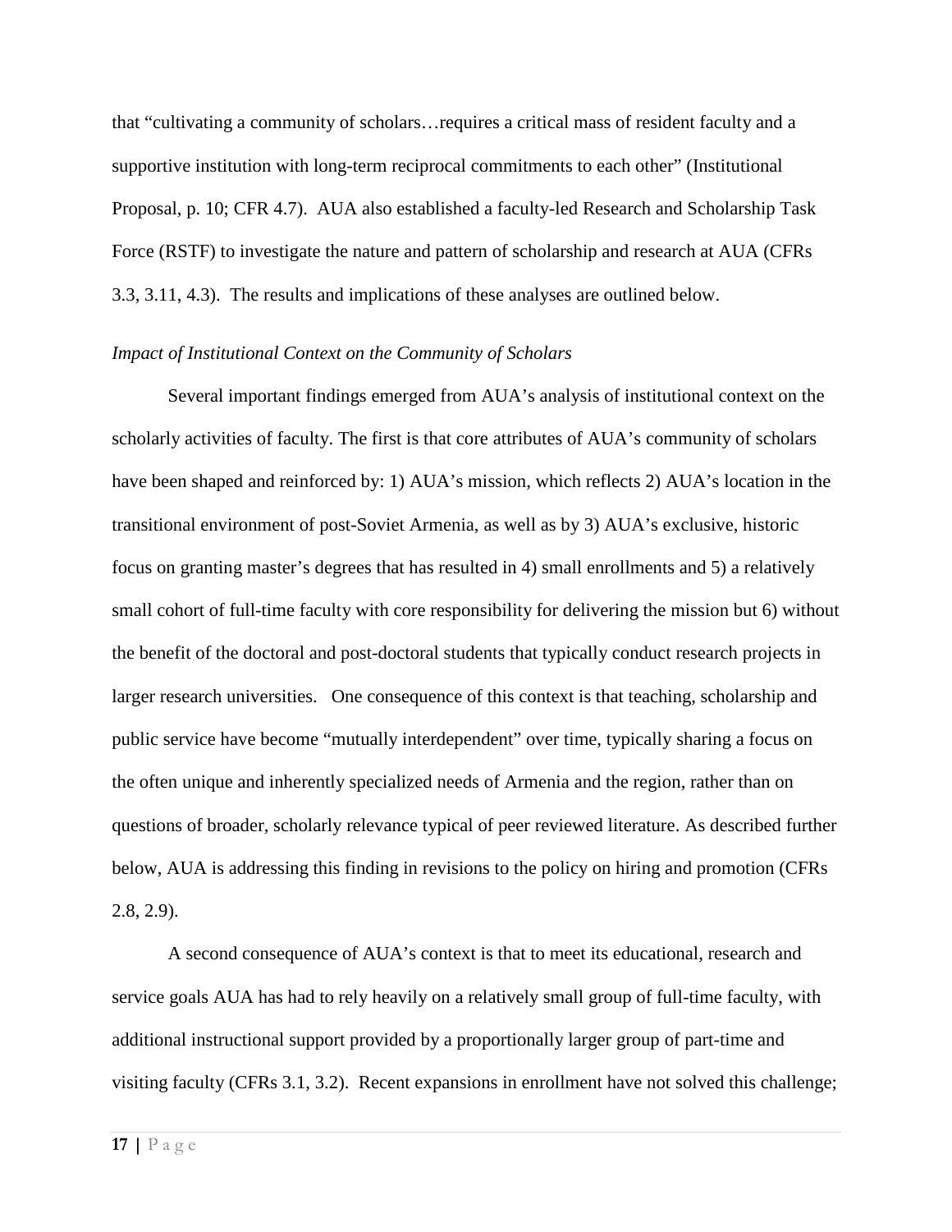that "cultivating a community of scholars…requires a critical mass of resident faculty and a supportive institution with long-term reciprocal commitments to each other" (Institutional Proposal, p. 10; CFR 4.7). AUA also established a faculty-led Research and Scholarship Task Force (RSTF) to investigate the nature and pattern of scholarship and research at AUA (CFRs 3.3, 3.11, 4.3). The results and implications of these analyses are outlined below.

*Impact of Institutional Context on the Community of Scholars*

Several important findings emerged from AUA's analysis of institutional context on the scholarly activities of faculty. The first is that core attributes of AUA's community of scholars have been shaped and reinforced by: 1) AUA's mission, which reflects 2) AUA's location in the transitional environment of post-Soviet Armenia, as well as by 3) AUA's exclusive, historic focus on granting master's degrees that has resulted in 4) small enrollments and 5) a relatively small cohort of full-time faculty with core responsibility for delivering the mission but 6) without the benefit of the doctoral and post-doctoral students that typically conduct research projects in larger research universities. One consequence of this context is that teaching, scholarship and public service have become "mutually interdependent" over time, typically sharing a focus on the often unique and inherently specialized needs of Armenia and the region, rather than on questions of broader, scholarly relevance typical of peer reviewed literature. As described further below, AUA is addressing this finding in revisions to the policy on hiring and promotion (CFRs 2.8, 2.9).

A second consequence of AUA's context is that to meet its educational, research and service goals AUA has had to rely heavily on a relatively small group of full-time faculty, with additional instructional support provided by a proportionally larger group of part-time and visiting faculty (CFRs 3.1, 3.2). Recent expansions in enrollment have not solved this challenge;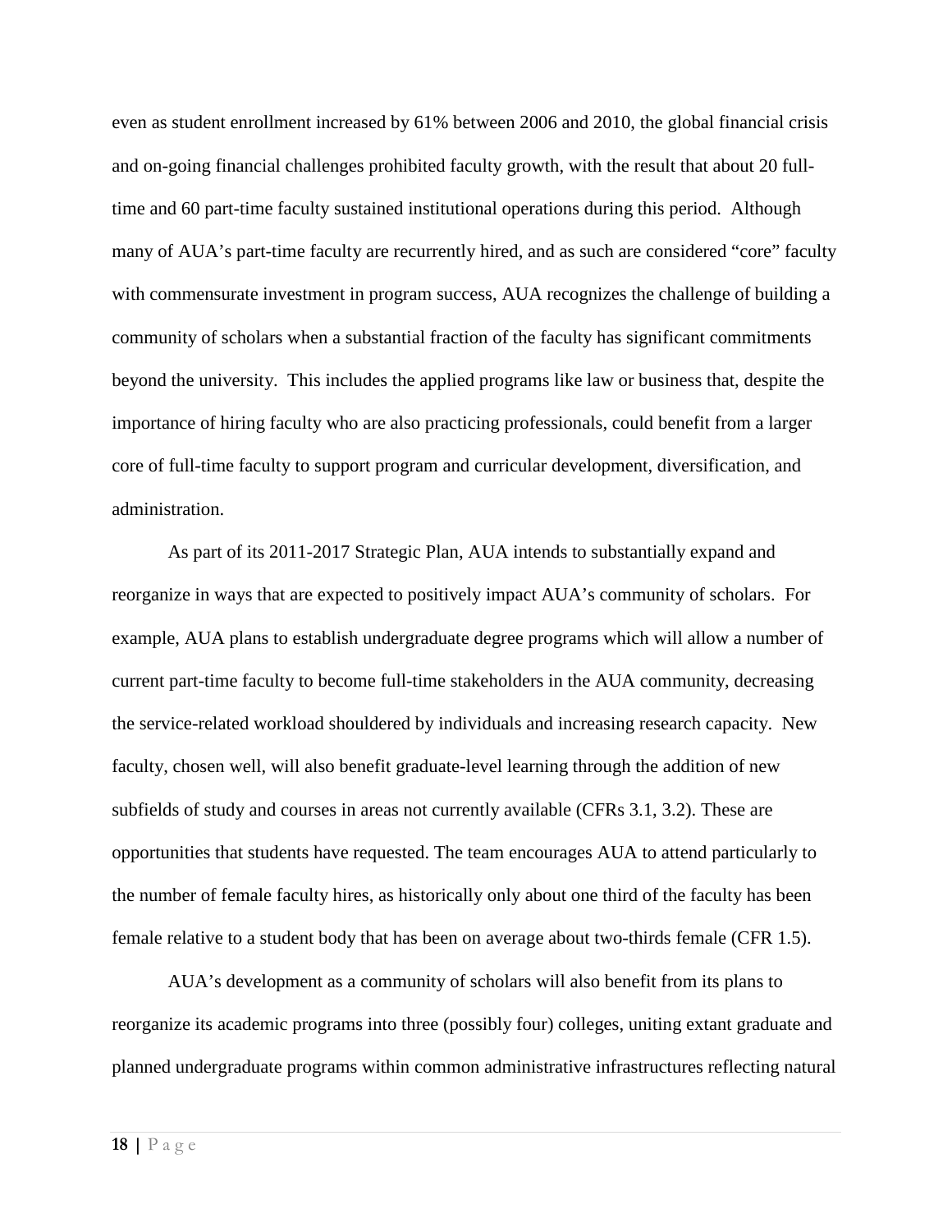even as student enrollment increased by 61% between 2006 and 2010, the global financial crisis and on-going financial challenges prohibited faculty growth, with the result that about 20 full-time and 60 part-time faculty sustained institutional operations during this period. Although many of AUA's part-time faculty are recurrently hired, and as such are considered "core" faculty with commensurate investment in program success, AUA recognizes the challenge of building a community of scholars when a substantial fraction of the faculty has significant commitments beyond the university. This includes the applied programs like law or business that, despite the importance of hiring faculty who are also practicing professionals, could benefit from a larger core of full-time faculty to support program and curricular development, diversification, and administration.

As part of its 2011-2017 Strategic Plan, AUA intends to substantially expand and reorganize in ways that are expected to positively impact AUA's community of scholars. For example, AUA plans to establish undergraduate degree programs which will allow a number of current part-time faculty to become full-time stakeholders in the AUA community, decreasing the service-related workload shouldered by individuals and increasing research capacity. New faculty, chosen well, will also benefit graduate-level learning through the addition of new subfields of study and courses in areas not currently available (CFRs 3.1, 3.2). These are opportunities that students have requested. The team encourages AUA to attend particularly to the number of female faculty hires, as historically only about one third of the faculty has been female relative to a student body that has been on average about two-thirds female (CFR 1.5).

AUA's development as a community of scholars will also benefit from its plans to reorganize its academic programs into three (possibly four) colleges, uniting extant graduate and planned undergraduate programs within common administrative infrastructures reflecting natural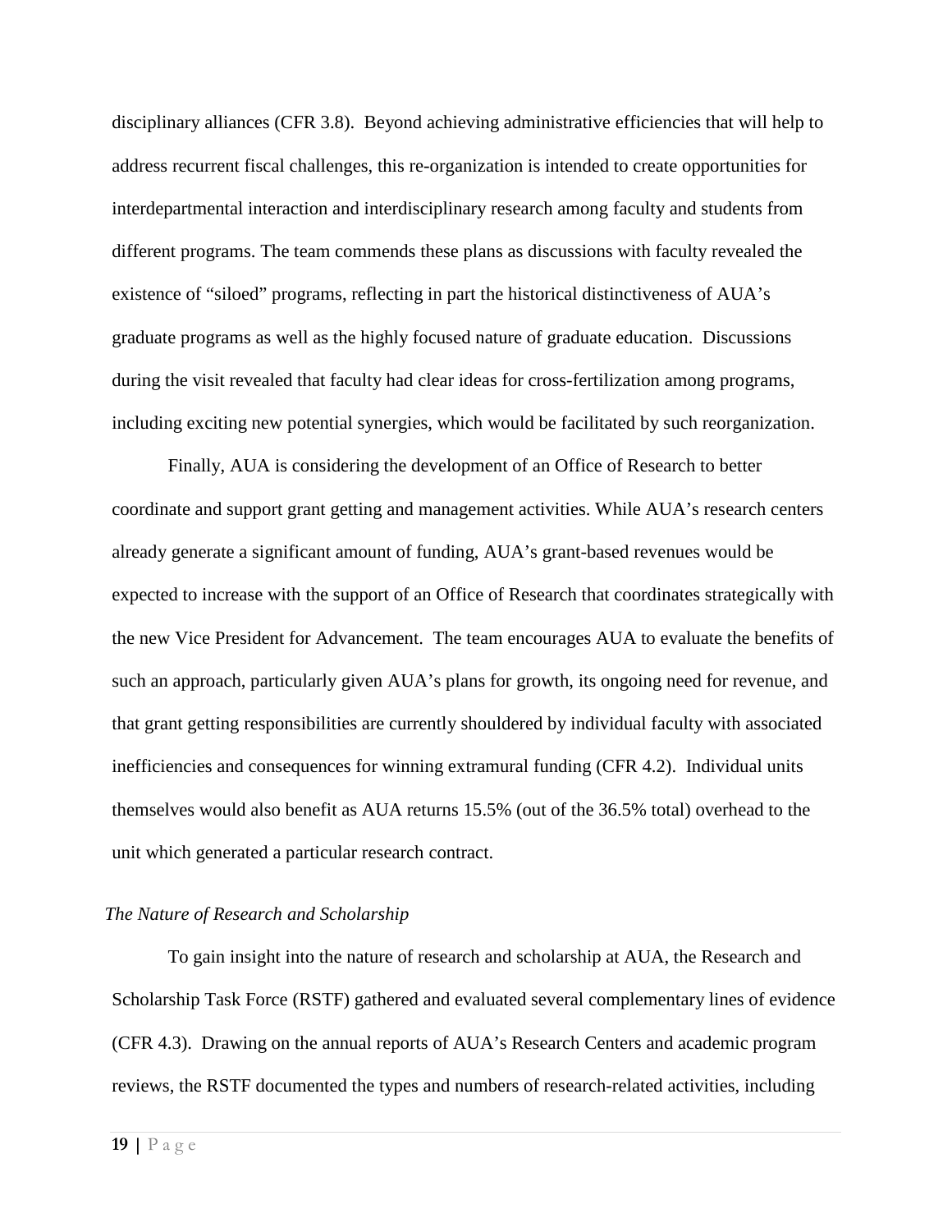disciplinary alliances (CFR 3.8). Beyond achieving administrative efficiencies that will help to address recurrent fiscal challenges, this re-organization is intended to create opportunities for interdepartmental interaction and interdisciplinary research among faculty and students from different programs. The team commends these plans as discussions with faculty revealed the existence of "siloed" programs, reflecting in part the historical distinctiveness of AUA's graduate programs as well as the highly focused nature of graduate education. Discussions during the visit revealed that faculty had clear ideas for cross-fertilization among programs, including exciting new potential synergies, which would be facilitated by such reorganization.

Finally, AUA is considering the development of an Office of Research to better coordinate and support grant getting and management activities. While AUA's research centers already generate a significant amount of funding, AUA's grant-based revenues would be expected to increase with the support of an Office of Research that coordinates strategically with the new Vice President for Advancement. The team encourages AUA to evaluate the benefits of such an approach, particularly given AUA's plans for growth, its ongoing need for revenue, and that grant getting responsibilities are currently shouldered by individual faculty with associated inefficiencies and consequences for winning extramural funding (CFR 4.2). Individual units themselves would also benefit as AUA returns 15.5% (out of the 36.5% total) overhead to the unit which generated a particular research contract.

*The Nature of Research and Scholarship*

To gain insight into the nature of research and scholarship at AUA, the Research and Scholarship Task Force (RSTF) gathered and evaluated several complementary lines of evidence (CFR 4.3). Drawing on the annual reports of AUA's Research Centers and academic program reviews, the RSTF documented the types and numbers of research-related activities, including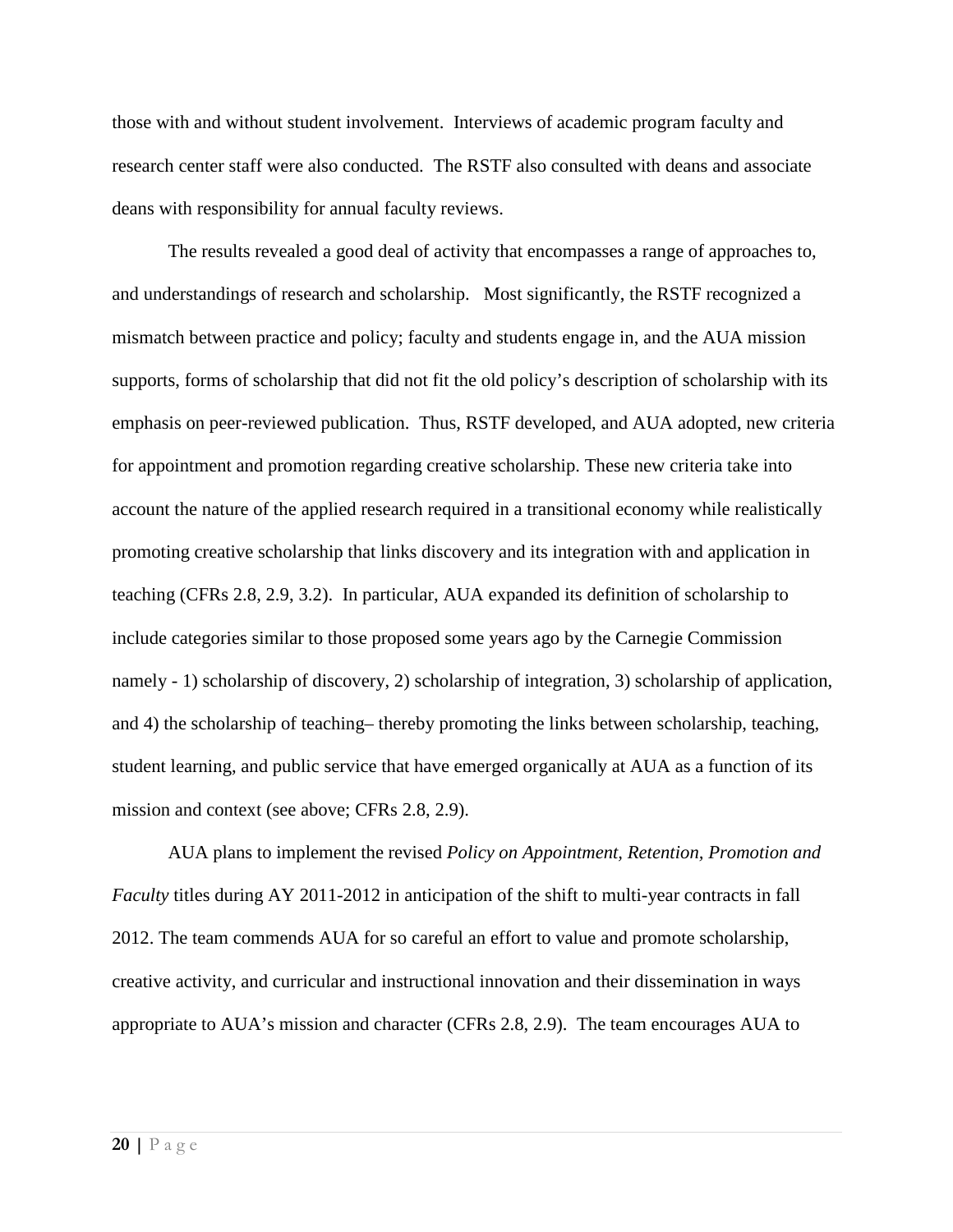those with and without student involvement. Interviews of academic program faculty and research center staff were also conducted. The RSTF also consulted with deans and associate deans with responsibility for annual faculty reviews.

The results revealed a good deal of activity that encompasses a range of approaches to, and understandings of research and scholarship. Most significantly, the RSTF recognized a mismatch between practice and policy; faculty and students engage in, and the AUA mission supports, forms of scholarship that did not fit the old policy's description of scholarship with its emphasis on peer-reviewed publication. Thus, RSTF developed, and AUA adopted, new criteria for appointment and promotion regarding creative scholarship. These new criteria take into account the nature of the applied research required in a transitional economy while realistically promoting creative scholarship that links discovery and its integration with and application in teaching (CFRs 2.8, 2.9, 3.2). In particular, AUA expanded its definition of scholarship to include categories similar to those proposed some years ago by the Carnegie Commission namely - 1) scholarship of discovery, 2) scholarship of integration, 3) scholarship of application, and 4) the scholarship of teaching– thereby promoting the links between scholarship, teaching, student learning, and public service that have emerged organically at AUA as a function of its mission and context (see above; CFRs 2.8, 2.9).

AUA plans to implement the revised *Policy on Appointment, Retention, Promotion and Faculty* titles during AY 2011-2012 in anticipation of the shift to multi-year contracts in fall 2012. The team commends AUA for so careful an effort to value and promote scholarship, creative activity, and curricular and instructional innovation and their dissemination in ways appropriate to AUA's mission and character (CFRs 2.8, 2.9). The team encourages AUA to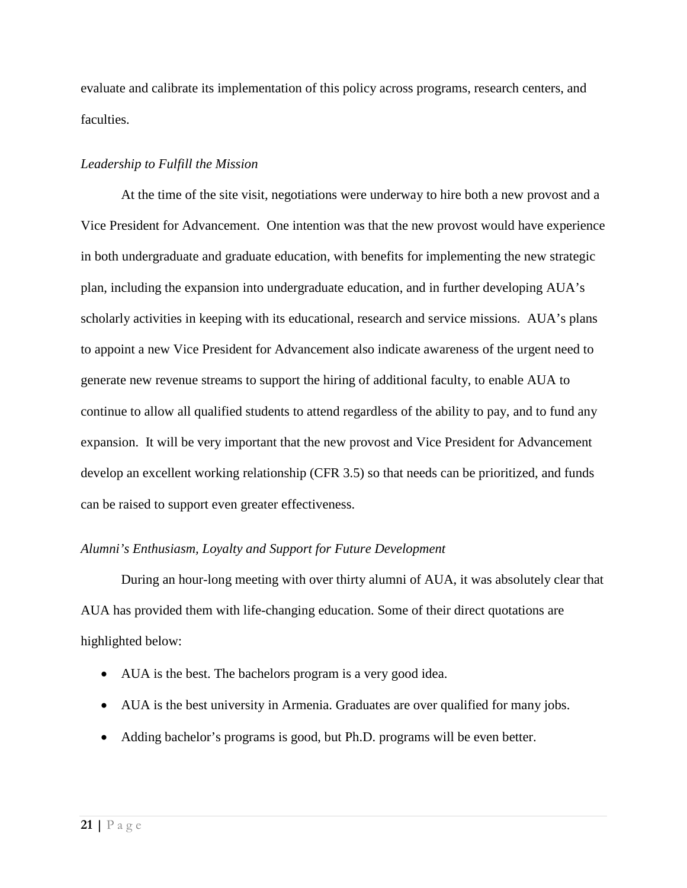evaluate and calibrate its implementation of this policy across programs, research centers, and faculties.

*Leadership to Fulfill the Mission*

At the time of the site visit, negotiations were underway to hire both a new provost and a Vice President for Advancement. One intention was that the new provost would have experience in both undergraduate and graduate education, with benefits for implementing the new strategic plan, including the expansion into undergraduate education, and in further developing AUA's scholarly activities in keeping with its educational, research and service missions. AUA's plans to appoint a new Vice President for Advancement also indicate awareness of the urgent need to generate new revenue streams to support the hiring of additional faculty, to enable AUA to continue to allow all qualified students to attend regardless of the ability to pay, and to fund any expansion. It will be very important that the new provost and Vice President for Advancement develop an excellent working relationship (CFR 3.5) so that needs can be prioritized, and funds can be raised to support even greater effectiveness.

*Alumni's Enthusiasm, Loyalty and Support for Future Development*

During an hour-long meeting with over thirty alumni of AUA, it was absolutely clear that AUA has provided them with life-changing education. Some of their direct quotations are highlighted below:

- AUA is the best. The bachelors program is a very good idea.
- AUA is the best university in Armenia. Graduates are over qualified for many jobs.
- Adding bachelor's programs is good, but Ph.D. programs will be even better.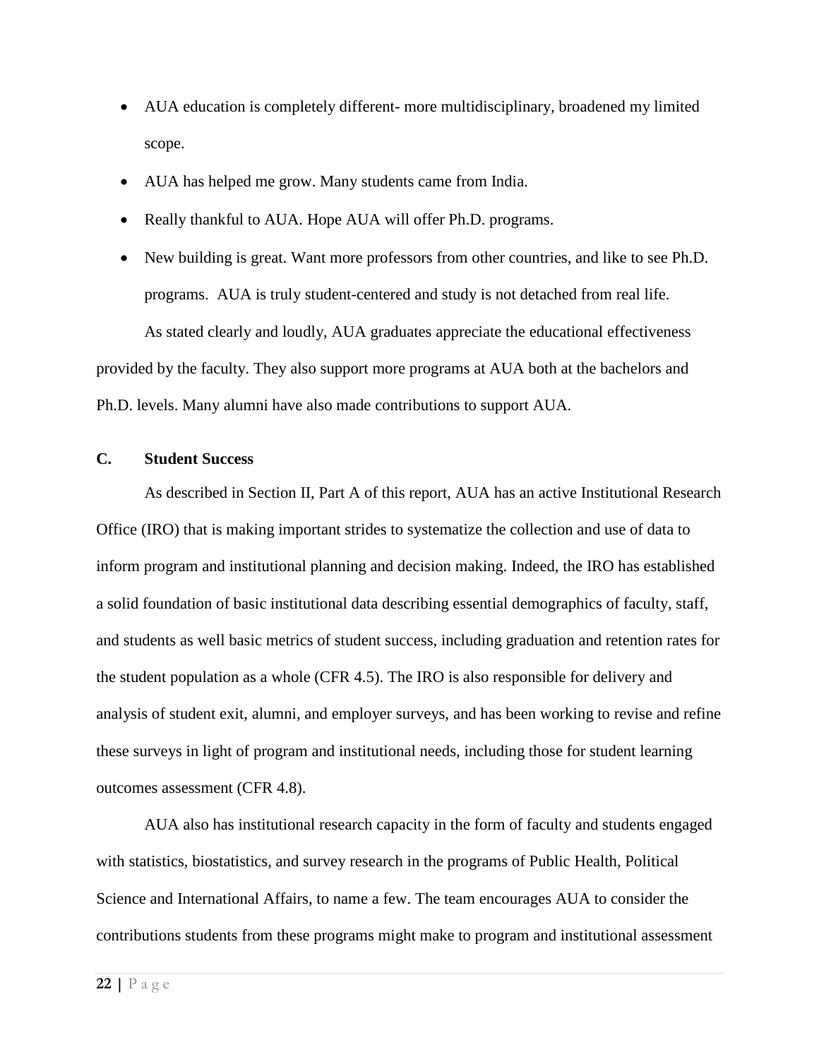- AUA education is completely different- more multidisciplinary, broadened my limited scope.
- AUA has helped me grow. Many students came from India.
- Really thankful to AUA. Hope AUA will offer Ph.D. programs.
- New building is great. Want more professors from other countries, and like to see Ph.D. programs. AUA is truly student-centered and study is not detached from real life.

As stated clearly and loudly, AUA graduates appreciate the educational effectiveness provided by the faculty. They also support more programs at AUA both at the bachelors and Ph.D. levels. Many alumni have also made contributions to support AUA.

**C. Student Success**

As described in Section II, Part A of this report, AUA has an active Institutional Research Office (IRO) that is making important strides to systematize the collection and use of data to inform program and institutional planning and decision making. Indeed, the IRO has established a solid foundation of basic institutional data describing essential demographics of faculty, staff, and students as well basic metrics of student success, including graduation and retention rates for the student population as a whole (CFR 4.5). The IRO is also responsible for delivery and analysis of student exit, alumni, and employer surveys, and has been working to revise and refine these surveys in light of program and institutional needs, including those for student learning outcomes assessment (CFR 4.8).

AUA also has institutional research capacity in the form of faculty and students engaged with statistics, biostatistics, and survey research in the programs of Public Health, Political Science and International Affairs, to name a few. The team encourages AUA to consider the contributions students from these programs might make to program and institutional assessment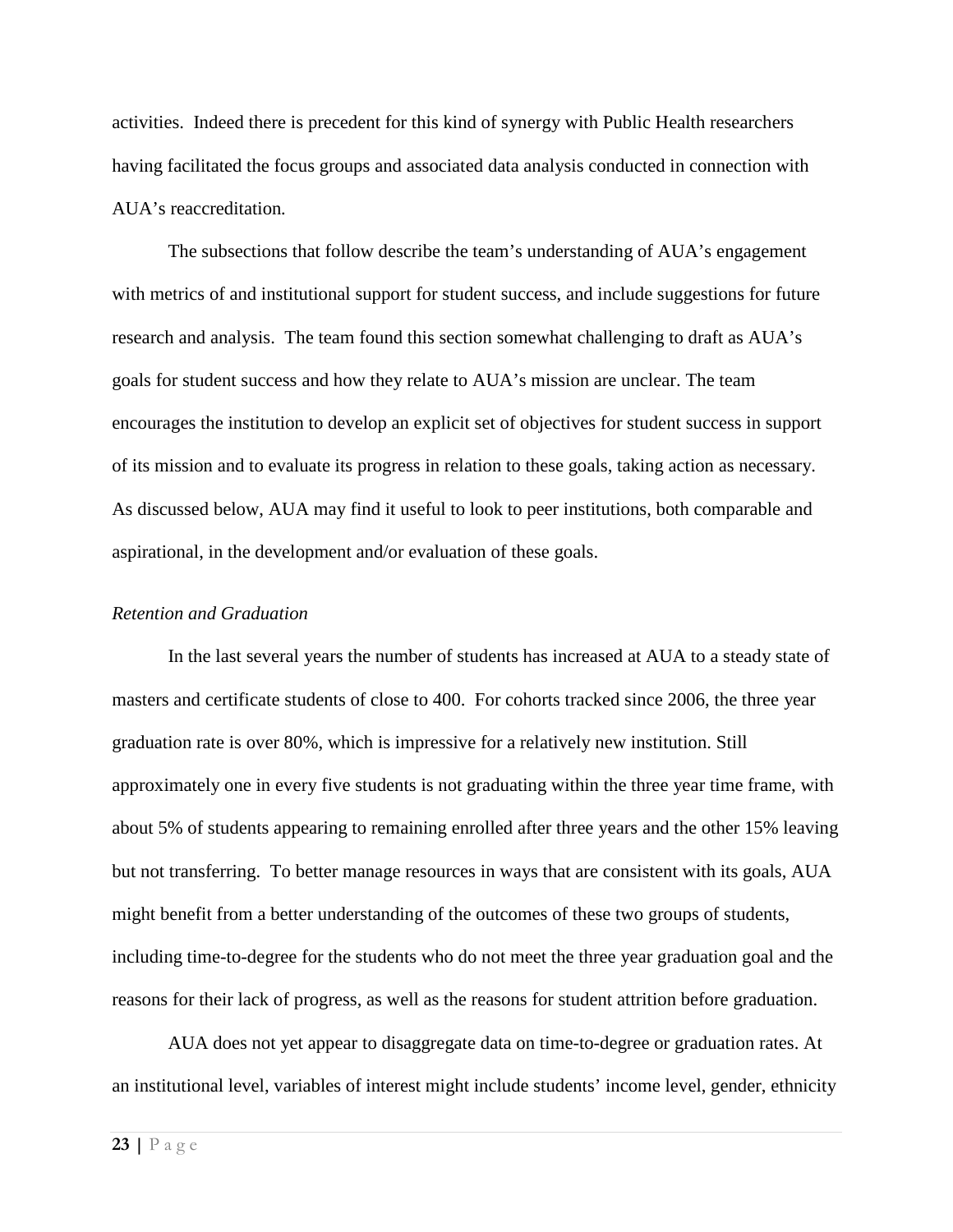activities. Indeed there is precedent for this kind of synergy with Public Health researchers having facilitated the focus groups and associated data analysis conducted in connection with AUA's reaccreditation.

The subsections that follow describe the team's understanding of AUA's engagement with metrics of and institutional support for student success, and include suggestions for future research and analysis. The team found this section somewhat challenging to draft as AUA's goals for student success and how they relate to AUA's mission are unclear. The team encourages the institution to develop an explicit set of objectives for student success in support of its mission and to evaluate its progress in relation to these goals, taking action as necessary. As discussed below, AUA may find it useful to look to peer institutions, both comparable and aspirational, in the development and/or evaluation of these goals.

*Retention and Graduation*

In the last several years the number of students has increased at AUA to a steady state of masters and certificate students of close to 400. For cohorts tracked since 2006, the three year graduation rate is over 80%, which is impressive for a relatively new institution. Still approximately one in every five students is not graduating within the three year time frame, with about 5% of students appearing to remaining enrolled after three years and the other 15% leaving but not transferring. To better manage resources in ways that are consistent with its goals, AUA might benefit from a better understanding of the outcomes of these two groups of students, including time-to-degree for the students who do not meet the three year graduation goal and the reasons for their lack of progress, as well as the reasons for student attrition before graduation.

AUA does not yet appear to disaggregate data on time-to-degree or graduation rates. At an institutional level, variables of interest might include students' income level, gender, ethnicity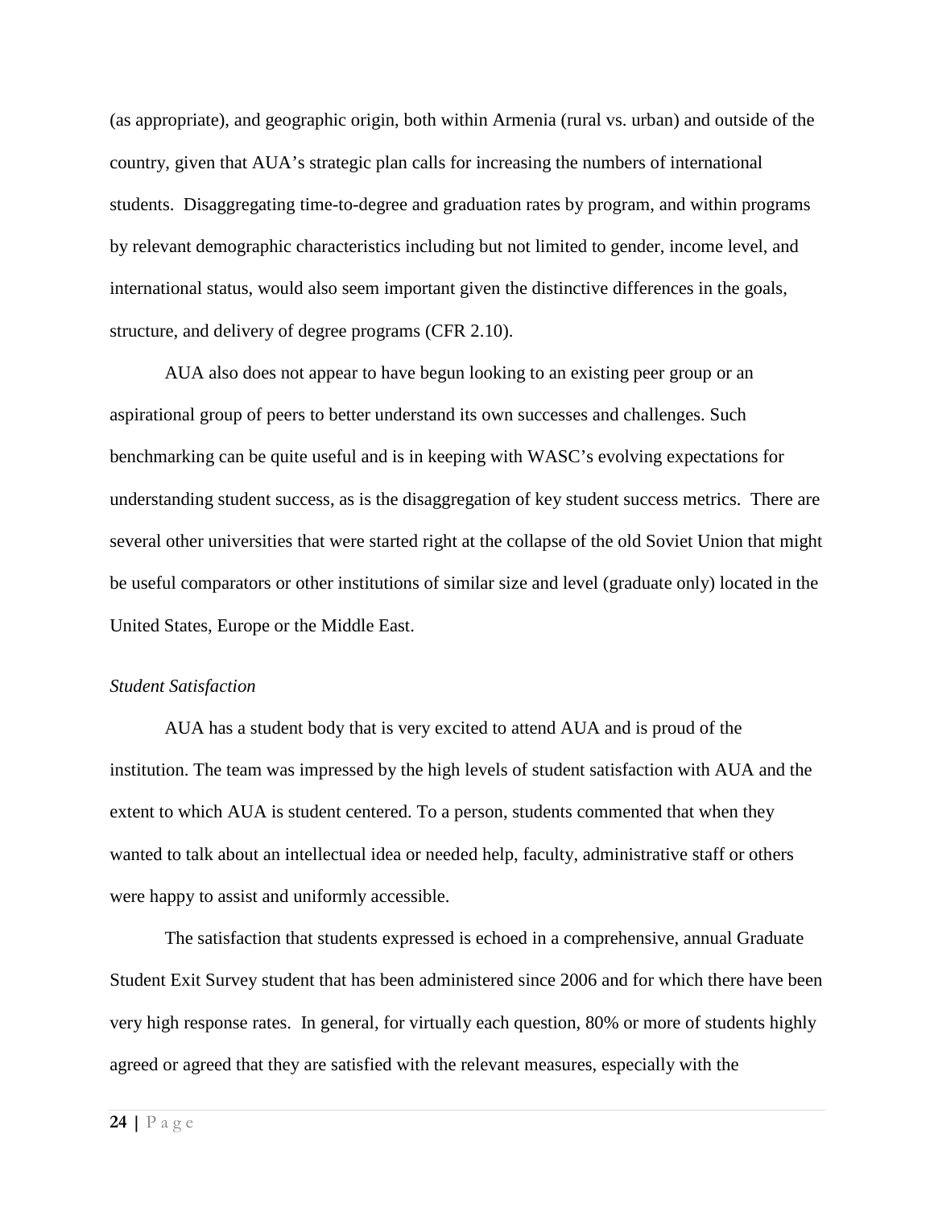(as appropriate), and geographic origin, both within Armenia (rural vs. urban) and outside of the country, given that AUA's strategic plan calls for increasing the numbers of international students. Disaggregating time-to-degree and graduation rates by program, and within programs by relevant demographic characteristics including but not limited to gender, income level, and international status, would also seem important given the distinctive differences in the goals, structure, and delivery of degree programs (CFR 2.10).

AUA also does not appear to have begun looking to an existing peer group or an aspirational group of peers to better understand its own successes and challenges. Such benchmarking can be quite useful and is in keeping with WASC's evolving expectations for understanding student success, as is the disaggregation of key student success metrics. There are several other universities that were started right at the collapse of the old Soviet Union that might be useful comparators or other institutions of similar size and level (graduate only) located in the United States, Europe or the Middle East.

*Student Satisfaction*

AUA has a student body that is very excited to attend AUA and is proud of the institution. The team was impressed by the high levels of student satisfaction with AUA and the extent to which AUA is student centered. To a person, students commented that when they wanted to talk about an intellectual idea or needed help, faculty, administrative staff or others were happy to assist and uniformly accessible.

The satisfaction that students expressed is echoed in a comprehensive, annual Graduate Student Exit Survey student that has been administered since 2006 and for which there have been very high response rates. In general, for virtually each question, 80% or more of students highly agreed or agreed that they are satisfied with the relevant measures, especially with the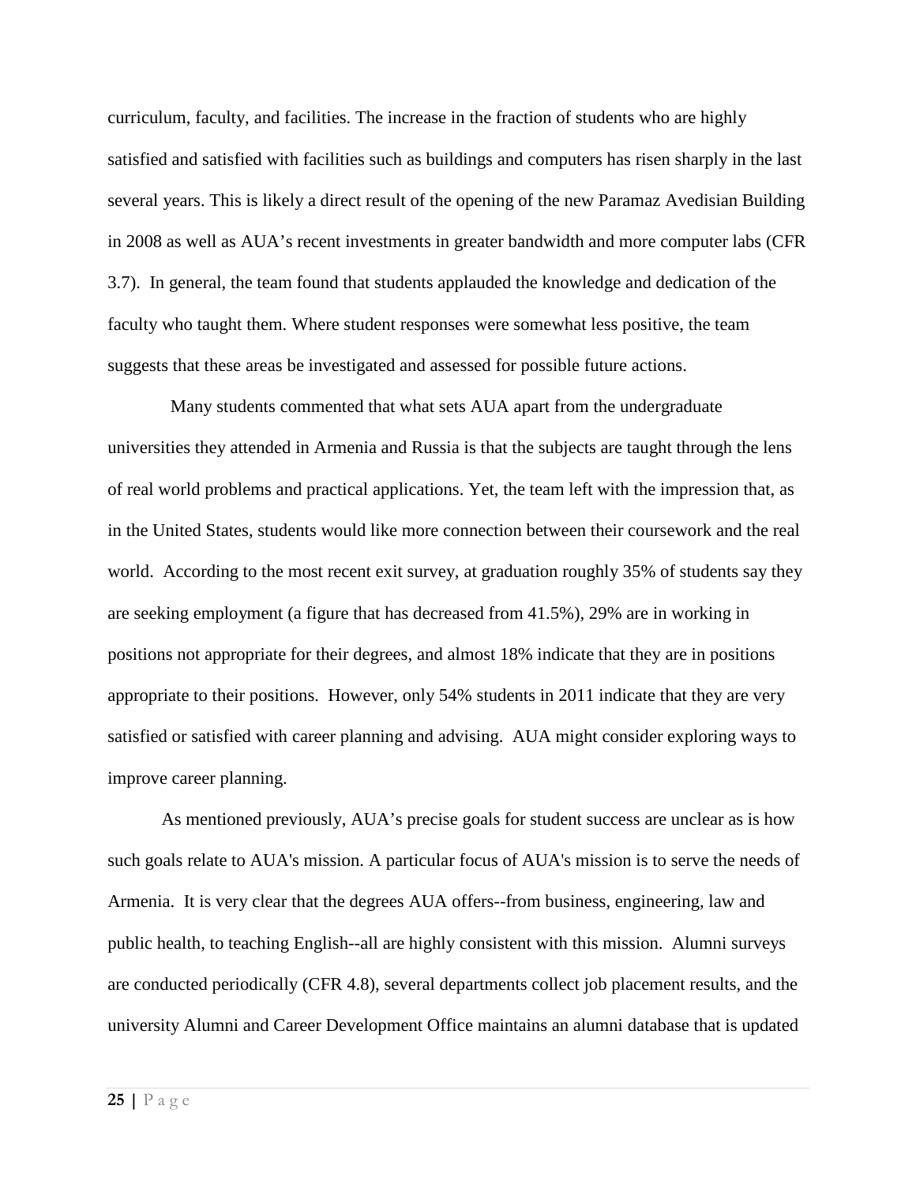curriculum, faculty, and facilities. The increase in the fraction of students who are highly satisfied and satisfied with facilities such as buildings and computers has risen sharply in the last several years. This is likely a direct result of the opening of the new Paramaz Avedisian Building in 2008 as well as AUA's recent investments in greater bandwidth and more computer labs (CFR 3.7). In general, the team found that students applauded the knowledge and dedication of the faculty who taught them. Where student responses were somewhat less positive, the team suggests that these areas be investigated and assessed for possible future actions.

Many students commented that what sets AUA apart from the undergraduate universities they attended in Armenia and Russia is that the subjects are taught through the lens of real world problems and practical applications. Yet, the team left with the impression that, as in the United States, students would like more connection between their coursework and the real world. According to the most recent exit survey, at graduation roughly 35% of students say they are seeking employment (a figure that has decreased from 41.5%), 29% are in working in positions not appropriate for their degrees, and almost 18% indicate that they are in positions appropriate to their positions. However, only 54% students in 2011 indicate that they are very satisfied or satisfied with career planning and advising. AUA might consider exploring ways to improve career planning.

As mentioned previously, AUA's precise goals for student success are unclear as is how such goals relate to AUA's mission. A particular focus of AUA's mission is to serve the needs of Armenia. It is very clear that the degrees AUA offers--from business, engineering, law and public health, to teaching English--all are highly consistent with this mission. Alumni surveys are conducted periodically (CFR 4.8), several departments collect job placement results, and the university Alumni and Career Development Office maintains an alumni database that is updated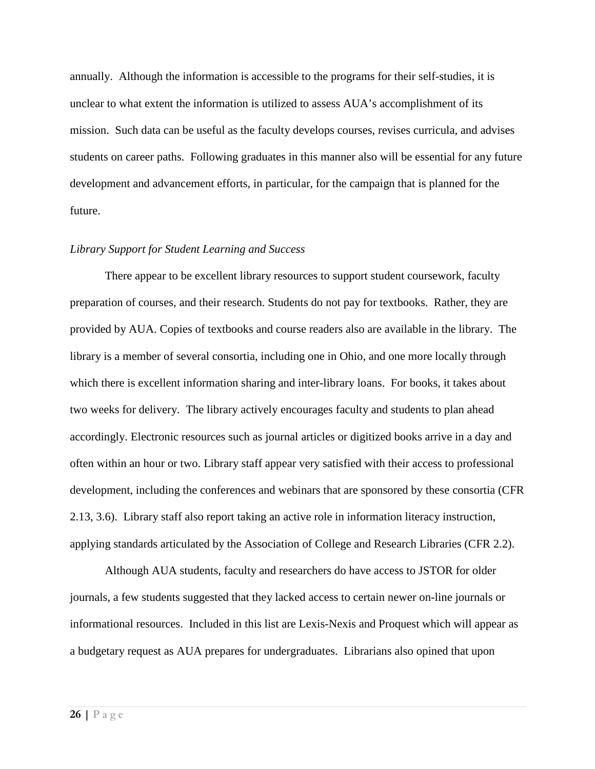annually. Although the information is accessible to the programs for their self-studies, it is unclear to what extent the information is utilized to assess AUA's accomplishment of its mission. Such data can be useful as the faculty develops courses, revises curricula, and advises students on career paths. Following graduates in this manner also will be essential for any future development and advancement efforts, in particular, for the campaign that is planned for the future.

*Library Support for Student Learning and Success*

There appear to be excellent library resources to support student coursework, faculty preparation of courses, and their research. Students do not pay for textbooks. Rather, they are provided by AUA. Copies of textbooks and course readers also are available in the library. The library is a member of several consortia, including one in Ohio, and one more locally through which there is excellent information sharing and inter-library loans. For books, it takes about two weeks for delivery. The library actively encourages faculty and students to plan ahead accordingly. Electronic resources such as journal articles or digitized books arrive in a day and often within an hour or two. Library staff appear very satisfied with their access to professional development, including the conferences and webinars that are sponsored by these consortia (CFR 2.13, 3.6). Library staff also report taking an active role in information literacy instruction, applying standards articulated by the Association of College and Research Libraries (CFR 2.2).

Although AUA students, faculty and researchers do have access to JSTOR for older journals, a few students suggested that they lacked access to certain newer on-line journals or informational resources. Included in this list are Lexis-Nexis and Proquest which will appear as a budgetary request as AUA prepares for undergraduates. Librarians also opined that upon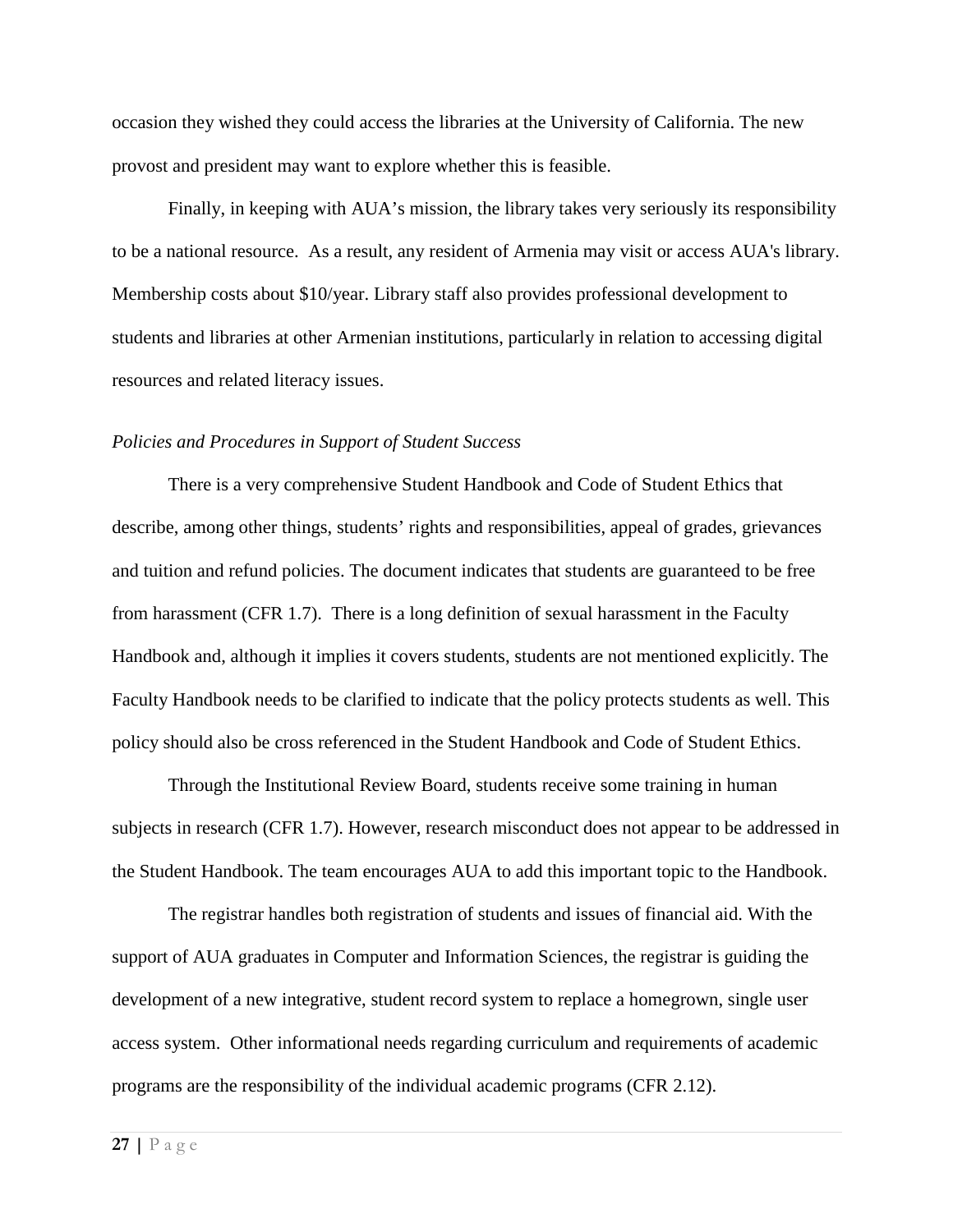occasion they wished they could access the libraries at the University of California. The new provost and president may want to explore whether this is feasible.

Finally, in keeping with AUA's mission, the library takes very seriously its responsibility to be a national resource. As a result, any resident of Armenia may visit or access AUA's library. Membership costs about $10/year. Library staff also provides professional development to students and libraries at other Armenian institutions, particularly in relation to accessing digital resources and related literacy issues.

*Policies and Procedures in Support of Student Success*

There is a very comprehensive Student Handbook and Code of Student Ethics that describe, among other things, students' rights and responsibilities, appeal of grades, grievances and tuition and refund policies. The document indicates that students are guaranteed to be free from harassment (CFR 1.7). There is a long definition of sexual harassment in the Faculty Handbook and, although it implies it covers students, students are not mentioned explicitly. The Faculty Handbook needs to be clarified to indicate that the policy protects students as well. This policy should also be cross referenced in the Student Handbook and Code of Student Ethics.

Through the Institutional Review Board, students receive some training in human subjects in research (CFR 1.7). However, research misconduct does not appear to be addressed in the Student Handbook. The team encourages AUA to add this important topic to the Handbook.

The registrar handles both registration of students and issues of financial aid. With the support of AUA graduates in Computer and Information Sciences, the registrar is guiding the development of a new integrative, student record system to replace a homegrown, single user access system. Other informational needs regarding curriculum and requirements of academic programs are the responsibility of the individual academic programs (CFR 2.12).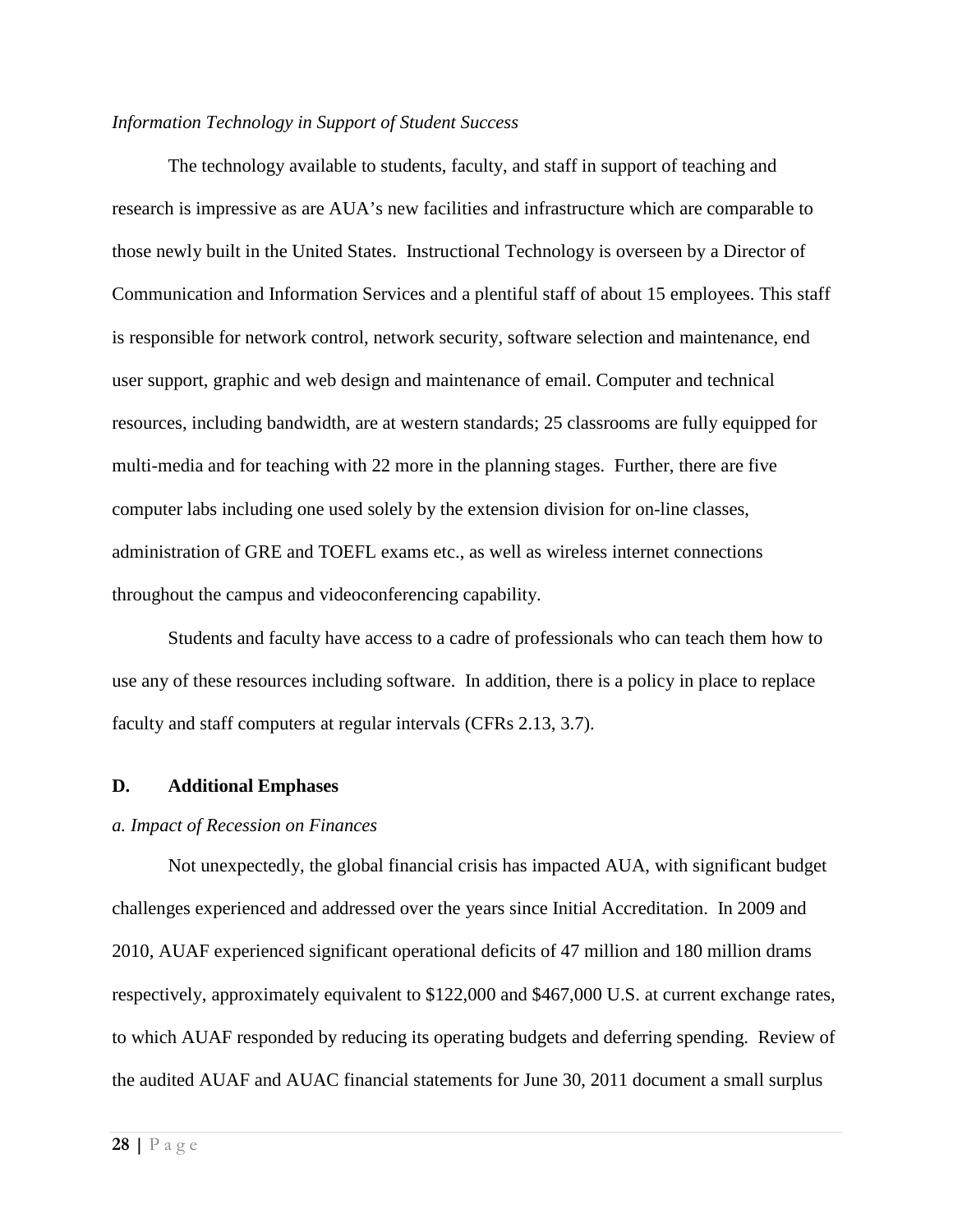*Information Technology in Support of Student Success*

The technology available to students, faculty, and staff in support of teaching and research is impressive as are AUA's new facilities and infrastructure which are comparable to those newly built in the United States. Instructional Technology is overseen by a Director of Communication and Information Services and a plentiful staff of about 15 employees. This staff is responsible for network control, network security, software selection and maintenance, end user support, graphic and web design and maintenance of email. Computer and technical resources, including bandwidth, are at western standards; 25 classrooms are fully equipped for multi-media and for teaching with 22 more in the planning stages. Further, there are five computer labs including one used solely by the extension division for on-line classes, administration of GRE and TOEFL exams etc., as well as wireless internet connections throughout the campus and videoconferencing capability.

Students and faculty have access to a cadre of professionals who can teach them how to use any of these resources including software. In addition, there is a policy in place to replace faculty and staff computers at regular intervals (CFRs 2.13, 3.7).

## D. Additional Emphases

*a. Impact of Recession on Finances*

Not unexpectedly, the global financial crisis has impacted AUA, with significant budget challenges experienced and addressed over the years since Initial Accreditation. In 2009 and 2010, AUAF experienced significant operational deficits of 47 million and 180 million drams respectively, approximately equivalent to $122,000 and $467,000 U.S. at current exchange rates, to which AUAF responded by reducing its operating budgets and deferring spending. Review of the audited AUAF and AUAC financial statements for June 30, 2011 document a small surplus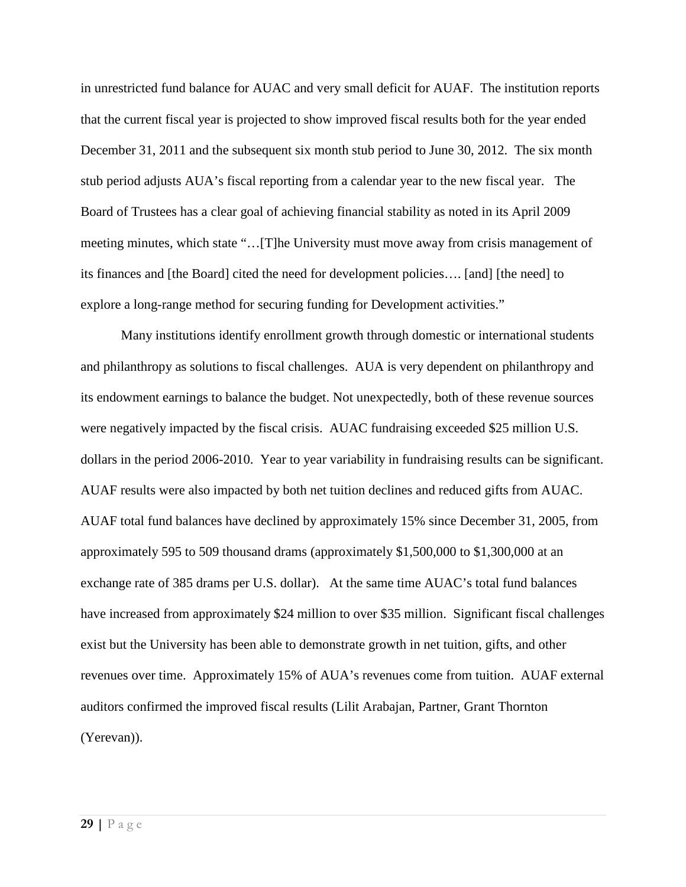in unrestricted fund balance for AUAC and very small deficit for AUAF. The institution reports that the current fiscal year is projected to show improved fiscal results both for the year ended December 31, 2011 and the subsequent six month stub period to June 30, 2012. The six month stub period adjusts AUA's fiscal reporting from a calendar year to the new fiscal year. The Board of Trustees has a clear goal of achieving financial stability as noted in its April 2009 meeting minutes, which state "…[T]he University must move away from crisis management of its finances and [the Board] cited the need for development policies…. [and] [the need] to explore a long-range method for securing funding for Development activities."

Many institutions identify enrollment growth through domestic or international students and philanthropy as solutions to fiscal challenges. AUA is very dependent on philanthropy and its endowment earnings to balance the budget. Not unexpectedly, both of these revenue sources were negatively impacted by the fiscal crisis. AUAC fundraising exceeded $25 million U.S. dollars in the period 2006-2010. Year to year variability in fundraising results can be significant. AUAF results were also impacted by both net tuition declines and reduced gifts from AUAC. AUAF total fund balances have declined by approximately 15% since December 31, 2005, from approximately 595 to 509 thousand drams (approximately $1,500,000 to $1,300,000 at an exchange rate of 385 drams per U.S. dollar). At the same time AUAC's total fund balances have increased from approximately $24 million to over $35 million. Significant fiscal challenges exist but the University has been able to demonstrate growth in net tuition, gifts, and other revenues over time. Approximately 15% of AUA's revenues come from tuition. AUAF external auditors confirmed the improved fiscal results (Lilit Arabajan, Partner, Grant Thornton (Yerevan)).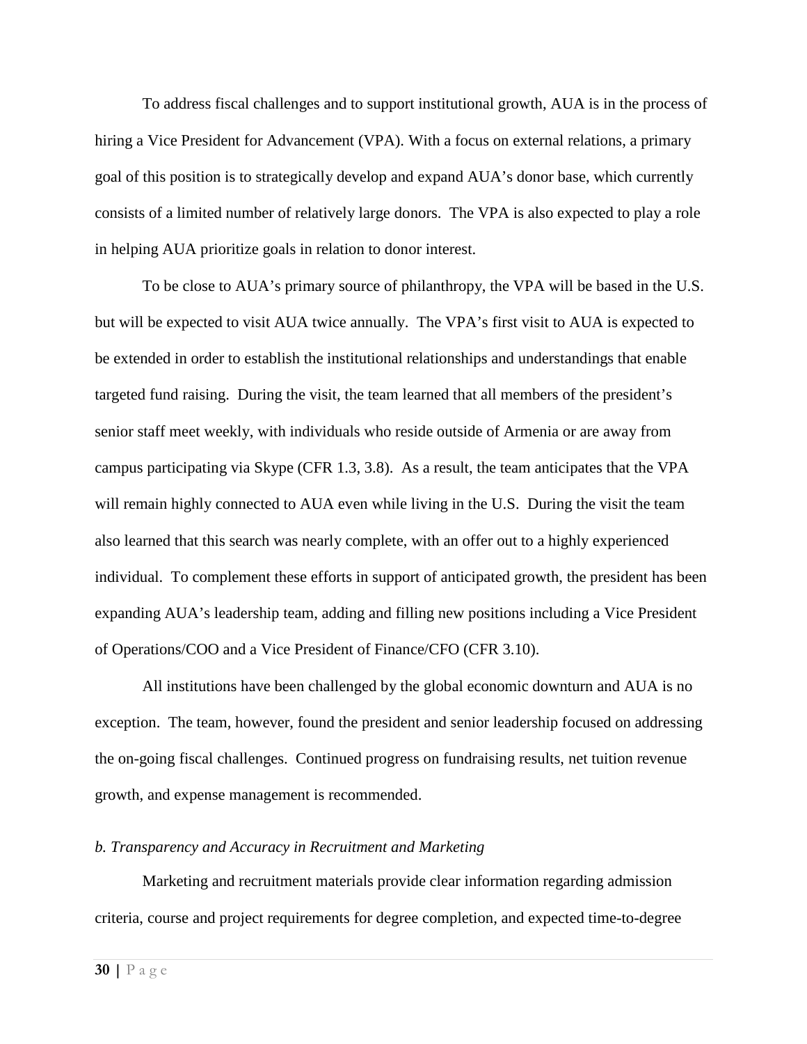To address fiscal challenges and to support institutional growth, AUA is in the process of hiring a Vice President for Advancement (VPA). With a focus on external relations, a primary goal of this position is to strategically develop and expand AUA's donor base, which currently consists of a limited number of relatively large donors. The VPA is also expected to play a role in helping AUA prioritize goals in relation to donor interest.

To be close to AUA's primary source of philanthropy, the VPA will be based in the U.S. but will be expected to visit AUA twice annually. The VPA's first visit to AUA is expected to be extended in order to establish the institutional relationships and understandings that enable targeted fund raising. During the visit, the team learned that all members of the president's senior staff meet weekly, with individuals who reside outside of Armenia or are away from campus participating via Skype (CFR 1.3, 3.8). As a result, the team anticipates that the VPA will remain highly connected to AUA even while living in the U.S. During the visit the team also learned that this search was nearly complete, with an offer out to a highly experienced individual. To complement these efforts in support of anticipated growth, the president has been expanding AUA's leadership team, adding and filling new positions including a Vice President of Operations/COO and a Vice President of Finance/CFO (CFR 3.10).

All institutions have been challenged by the global economic downturn and AUA is no exception. The team, however, found the president and senior leadership focused on addressing the on-going fiscal challenges. Continued progress on fundraising results, net tuition revenue growth, and expense management is recommended.

*b. Transparency and Accuracy in Recruitment and Marketing*

Marketing and recruitment materials provide clear information regarding admission criteria, course and project requirements for degree completion, and expected time-to-degree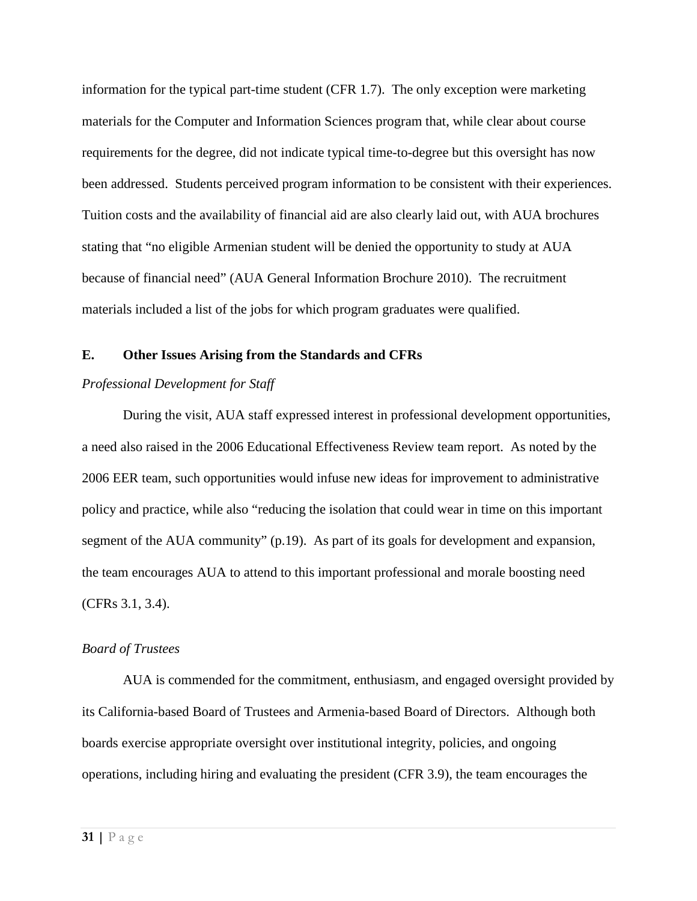information for the typical part-time student (CFR 1.7). The only exception were marketing materials for the Computer and Information Sciences program that, while clear about course requirements for the degree, did not indicate typical time-to-degree but this oversight has now been addressed. Students perceived program information to be consistent with their experiences. Tuition costs and the availability of financial aid are also clearly laid out, with AUA brochures stating that "no eligible Armenian student will be denied the opportunity to study at AUA because of financial need" (AUA General Information Brochure 2010). The recruitment materials included a list of the jobs for which program graduates were qualified.

### E. Other Issues Arising from the Standards and CFRs

*Professional Development for Staff*

During the visit, AUA staff expressed interest in professional development opportunities, a need also raised in the 2006 Educational Effectiveness Review team report. As noted by the 2006 EER team, such opportunities would infuse new ideas for improvement to administrative policy and practice, while also "reducing the isolation that could wear in time on this important segment of the AUA community" (p.19). As part of its goals for development and expansion, the team encourages AUA to attend to this important professional and morale boosting need (CFRs 3.1, 3.4).

*Board of Trustees*

AUA is commended for the commitment, enthusiasm, and engaged oversight provided by its California-based Board of Trustees and Armenia-based Board of Directors. Although both boards exercise appropriate oversight over institutional integrity, policies, and ongoing operations, including hiring and evaluating the president (CFR 3.9), the team encourages the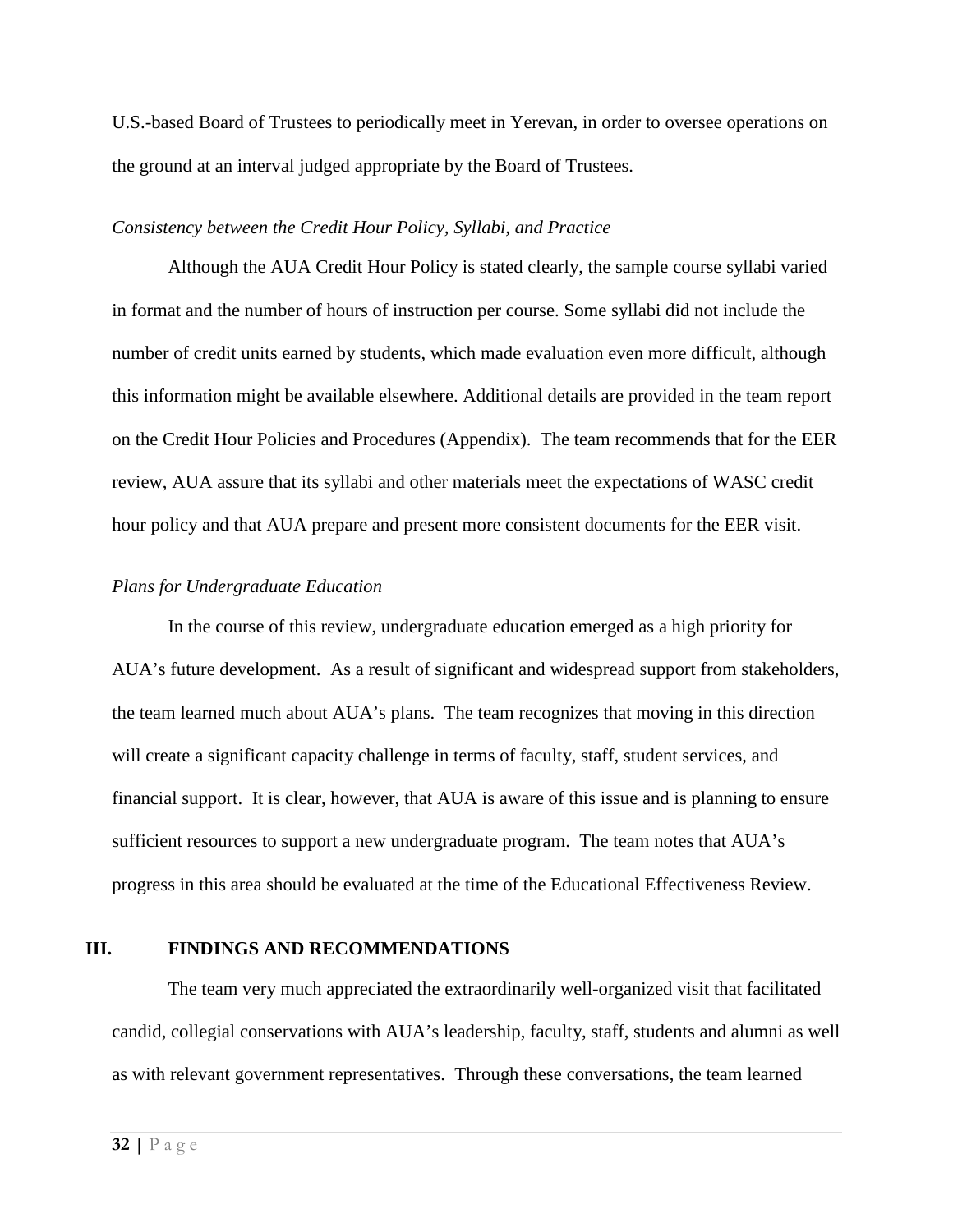U.S.-based Board of Trustees to periodically meet in Yerevan, in order to oversee operations on the ground at an interval judged appropriate by the Board of Trustees.

*Consistency between the Credit Hour Policy, Syllabi, and Practice*

Although the AUA Credit Hour Policy is stated clearly, the sample course syllabi varied in format and the number of hours of instruction per course. Some syllabi did not include the number of credit units earned by students, which made evaluation even more difficult, although this information might be available elsewhere. Additional details are provided in the team report on the Credit Hour Policies and Procedures (Appendix). The team recommends that for the EER review, AUA assure that its syllabi and other materials meet the expectations of WASC credit hour policy and that AUA prepare and present more consistent documents for the EER visit.

*Plans for Undergraduate Education*

In the course of this review, undergraduate education emerged as a high priority for AUA's future development. As a result of significant and widespread support from stakeholders, the team learned much about AUA's plans. The team recognizes that moving in this direction will create a significant capacity challenge in terms of faculty, staff, student services, and financial support. It is clear, however, that AUA is aware of this issue and is planning to ensure sufficient resources to support a new undergraduate program. The team notes that AUA's progress in this area should be evaluated at the time of the Educational Effectiveness Review.

## III. FINDINGS AND RECOMMENDATIONS

The team very much appreciated the extraordinarily well-organized visit that facilitated candid, collegial conservations with AUA's leadership, faculty, staff, students and alumni as well as with relevant government representatives. Through these conversations, the team learned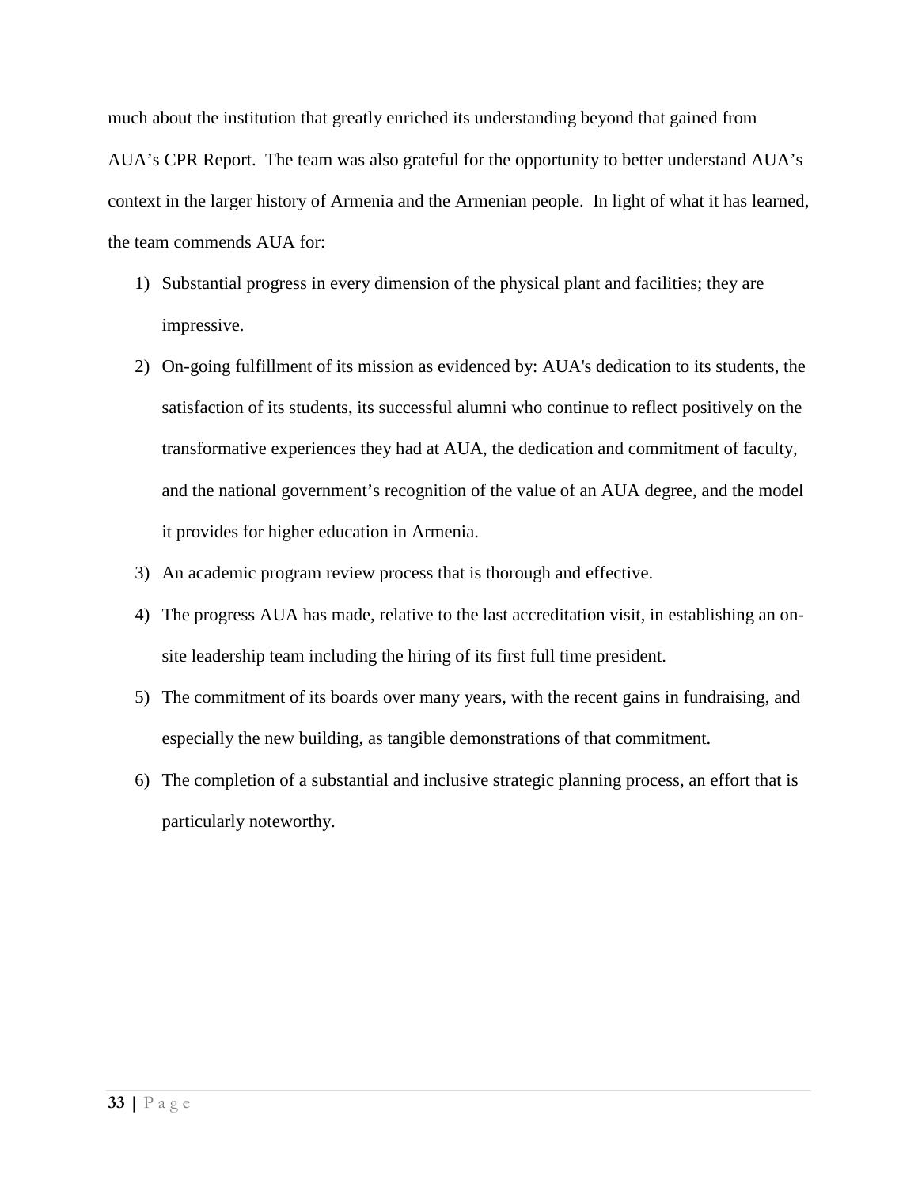much about the institution that greatly enriched its understanding beyond that gained from AUA's CPR Report. The team was also grateful for the opportunity to better understand AUA's context in the larger history of Armenia and the Armenian people. In light of what it has learned, the team commends AUA for:

1) Substantial progress in every dimension of the physical plant and facilities; they are impressive.
2) On-going fulfillment of its mission as evidenced by: AUA's dedication to its students, the satisfaction of its students, its successful alumni who continue to reflect positively on the transformative experiences they had at AUA, the dedication and commitment of faculty, and the national government's recognition of the value of an AUA degree, and the model it provides for higher education in Armenia.
3) An academic program review process that is thorough and effective.
4) The progress AUA has made, relative to the last accreditation visit, in establishing an on-site leadership team including the hiring of its first full time president.
5) The commitment of its boards over many years, with the recent gains in fundraising, and especially the new building, as tangible demonstrations of that commitment.
6) The completion of a substantial and inclusive strategic planning process, an effort that is particularly noteworthy.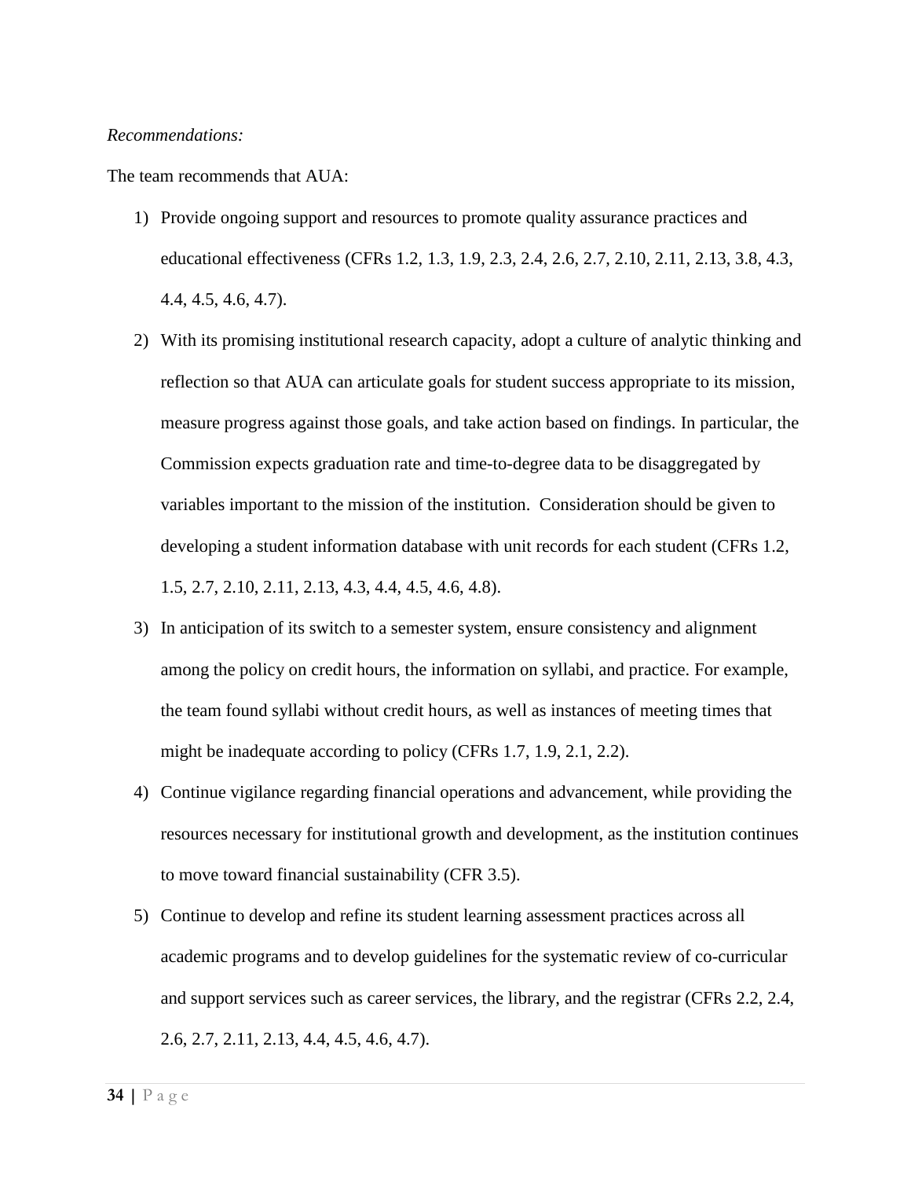*Recommendations:*

The team recommends that AUA:

1) Provide ongoing support and resources to promote quality assurance practices and educational effectiveness (CFRs 1.2, 1.3, 1.9, 2.3, 2.4, 2.6, 2.7, 2.10, 2.11, 2.13, 3.8, 4.3, 4.4, 4.5, 4.6, 4.7).
2) With its promising institutional research capacity, adopt a culture of analytic thinking and reflection so that AUA can articulate goals for student success appropriate to its mission, measure progress against those goals, and take action based on findings. In particular, the Commission expects graduation rate and time-to-degree data to be disaggregated by variables important to the mission of the institution. Consideration should be given to developing a student information database with unit records for each student (CFRs 1.2, 1.5, 2.7, 2.10, 2.11, 2.13, 4.3, 4.4, 4.5, 4.6, 4.8).
3) In anticipation of its switch to a semester system, ensure consistency and alignment among the policy on credit hours, the information on syllabi, and practice. For example, the team found syllabi without credit hours, as well as instances of meeting times that might be inadequate according to policy (CFRs 1.7, 1.9, 2.1, 2.2).
4) Continue vigilance regarding financial operations and advancement, while providing the resources necessary for institutional growth and development, as the institution continues to move toward financial sustainability (CFR 3.5).
5) Continue to develop and refine its student learning assessment practices across all academic programs and to develop guidelines for the systematic review of co-curricular and support services such as career services, the library, and the registrar (CFRs 2.2, 2.4, 2.6, 2.7, 2.11, 2.13, 4.4, 4.5, 4.6, 4.7).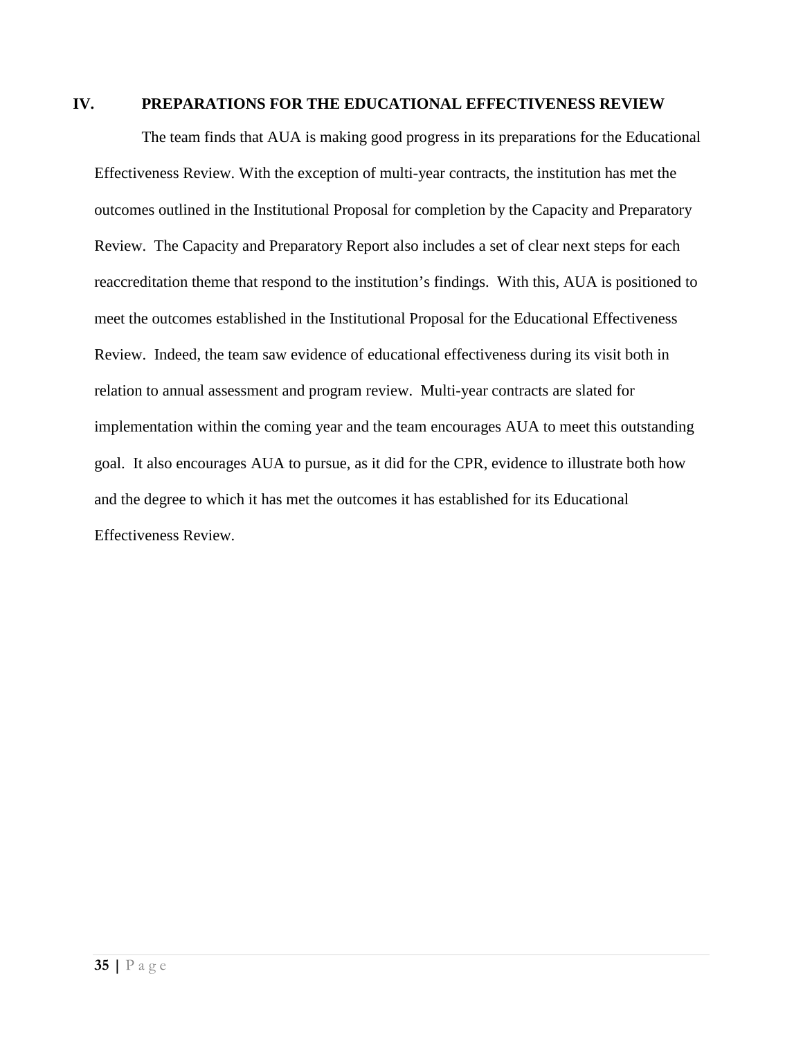## IV. PREPARATIONS FOR THE EDUCATIONAL EFFECTIVENESS REVIEW

The team finds that AUA is making good progress in its preparations for the Educational Effectiveness Review. With the exception of multi-year contracts, the institution has met the outcomes outlined in the Institutional Proposal for completion by the Capacity and Preparatory Review. The Capacity and Preparatory Report also includes a set of clear next steps for each reaccreditation theme that respond to the institution's findings. With this, AUA is positioned to meet the outcomes established in the Institutional Proposal for the Educational Effectiveness Review. Indeed, the team saw evidence of educational effectiveness during its visit both in relation to annual assessment and program review. Multi-year contracts are slated for implementation within the coming year and the team encourages AUA to meet this outstanding goal. It also encourages AUA to pursue, as it did for the CPR, evidence to illustrate both how and the degree to which it has met the outcomes it has established for its Educational Effectiveness Review.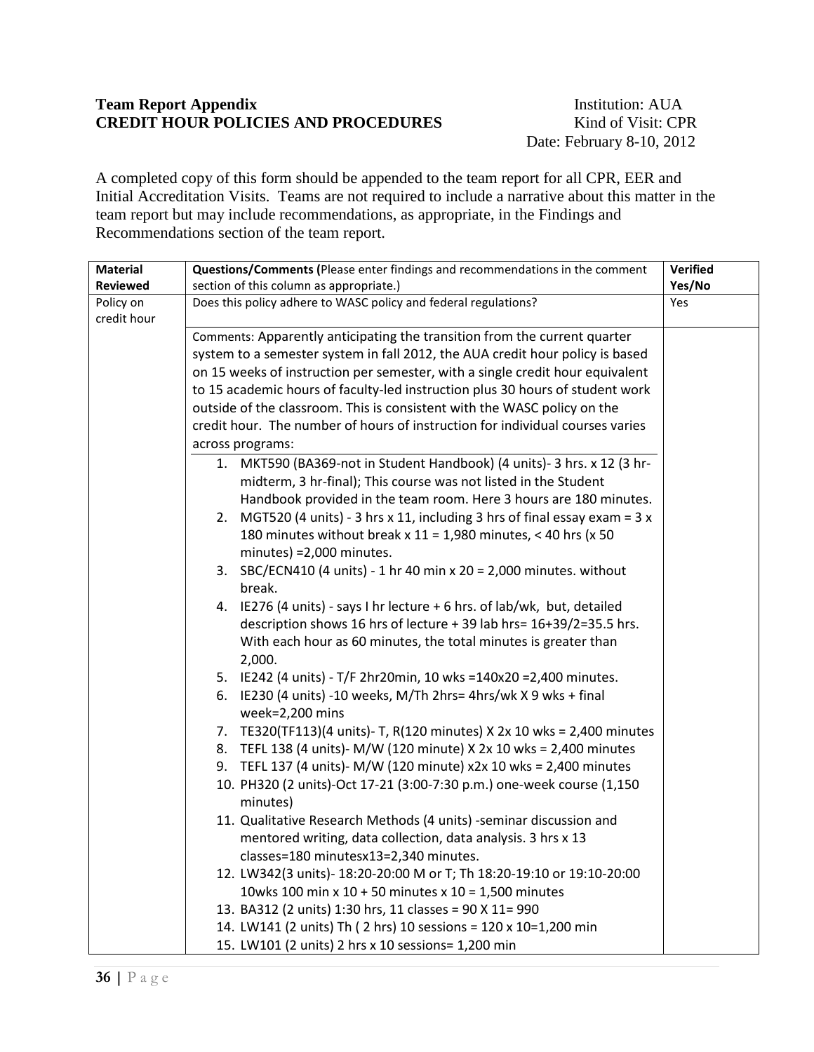**Team Report Appendix**
**CREDIT HOUR POLICIES AND PROCEDURES**

Institution: AUA
Kind of Visit: CPR
Date: February 8-10, 2012

A completed copy of this form should be appended to the team report for all CPR, EER and Initial Accreditation Visits. Teams are not required to include a narrative about this matter in the team report but may include recommendations, as appropriate, in the Findings and Recommendations section of the team report.

| Material Reviewed | Questions/Comments (Please enter findings and recommendations in the comment section of this column as appropriate.) | Verified Yes/No |
|---|---|---|
| Policy on credit hour | Does this policy adhere to WASC policy and federal regulations? | Yes |
| | Comments: Apparently anticipating the transition from the current quarter system to a semester system in fall 2012, the AUA credit hour policy is based on 15 weeks of instruction per semester, with a single credit hour equivalent to 15 academic hours of faculty-led instruction plus 30 hours of student work outside of the classroom. This is consistent with the WASC policy on the credit hour. The number of hours of instruction for individual courses varies across programs:<br>1. MKT590 (BA369-not in Student Handbook) (4 units)- 3 hrs. x 12 (3 hr-midterm, 3 hr-final); This course was not listed in the Student Handbook provided in the team room. Here 3 hours are 180 minutes.<br>2. MGT520 (4 units) - 3 hrs x 11, including 3 hrs of final essay exam = 3 x 180 minutes without break x 11 = 1,980 minutes, < 40 hrs (x 50 minutes) =2,000 minutes.<br>3. SBC/ECN410 (4 units) - 1 hr 40 min x 20 = 2,000 minutes. without break.<br>4. IE276 (4 units) - says I hr lecture + 6 hrs. of lab/wk, but, detailed description shows 16 hrs of lecture + 39 lab hrs= 16+39/2=35.5 hrs. With each hour as 60 minutes, the total minutes is greater than 2,000.<br>5. IE242 (4 units) - T/F 2hr20min, 10 wks =140x20 =2,400 minutes.<br>6. IE230 (4 units) -10 weeks, M/Th 2hrs= 4hrs/wk X 9 wks + final week=2,200 mins<br>7. TE320(TF113)(4 units)- T, R(120 minutes) X 2x 10 wks = 2,400 minutes<br>8. TEFL 138 (4 units)- M/W (120 minute) X 2x 10 wks = 2,400 minutes<br>9. TEFL 137 (4 units)- M/W (120 minute) x2x 10 wks = 2,400 minutes<br>10. PH320 (2 units)-Oct 17-21 (3:00-7:30 p.m.) one-week course (1,150 minutes)<br>11. Qualitative Research Methods (4 units) -seminar discussion and mentored writing, data collection, data analysis. 3 hrs x 13 classes=180 minutesx13=2,340 minutes.<br>12. LW342(3 units)- 18:20-20:00 M or T; Th 18:20-19:10 or 19:10-20:00 10wks 100 min x 10 + 50 minutes x 10 = 1,500 minutes<br>13. BA312 (2 units) 1:30 hrs, 11 classes = 90 X 11= 990<br>14. LW141 (2 units) Th ( 2 hrs) 10 sessions = 120 x 10=1,200 min<br>15. LW101 (2 units) 2 hrs x 10 sessions= 1,200 min | |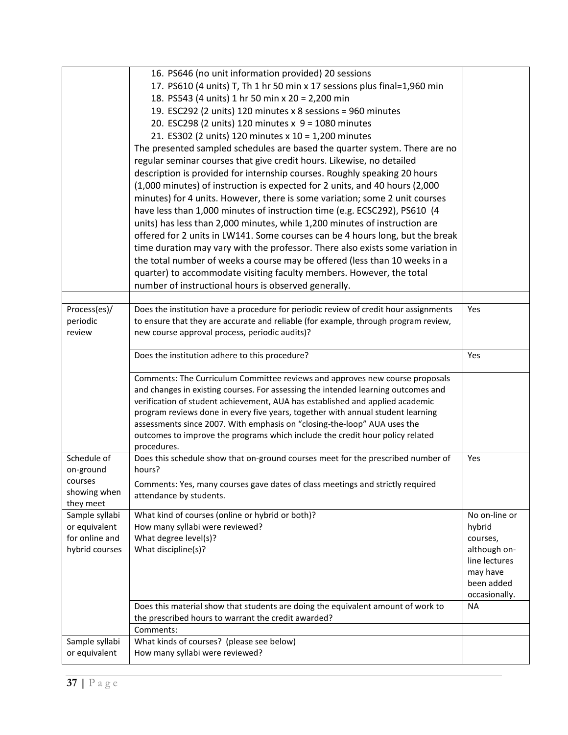| | | |
|---|---|---|
| | 16. PS646 (no unit information provided) 20 sessions<br>17. PS610 (4 units) T, Th 1 hr 50 min x 17 sessions plus final=1,960 min<br>18. PS543 (4 units) 1 hr 50 min x 20 = 2,200 min<br>19. ESC292 (2 units) 120 minutes x 8 sessions = 960 minutes<br>20. ESC298 (2 units) 120 minutes x 9 = 1080 minutes<br>21. ES302 (2 units) 120 minutes x 10 = 1,200 minutes<br>The presented sampled schedules are based the quarter system. There are no regular seminar courses that give credit hours. Likewise, no detailed description is provided for internship courses. Roughly speaking 20 hours (1,000 minutes) of instruction is expected for 2 units, and 40 hours (2,000 minutes) for 4 units. However, there is some variation; some 2 unit courses have less than 1,000 minutes of instruction time (e.g. ECSC292), PS610 (4 units) has less than 2,000 minutes, while 1,200 minutes of instruction are offered for 2 units in LW141. Some courses can be 4 hours long, but the break time duration may vary with the professor. There also exists some variation in the total number of weeks a course may be offered (less than 10 weeks in a quarter) to accommodate visiting faculty members. However, the total number of instructional hours is observed generally. | |
| | | |
| Process(es)/ periodic review | Does the institution have a procedure for periodic review of credit hour assignments to ensure that they are accurate and reliable (for example, through program review, new course approval process, periodic audits)? | Yes |
| | Does the institution adhere to this procedure? | Yes |
| | Comments: The Curriculum Committee reviews and approves new course proposals and changes in existing courses. For assessing the intended learning outcomes and verification of student achievement, AUA has established and applied academic program reviews done in every five years, together with annual student learning assessments since 2007. With emphasis on "closing-the-loop" AUA uses the outcomes to improve the programs which include the credit hour policy related procedures. | |
| Schedule of on-ground courses showing when they meet | Does this schedule show that on-ground courses meet for the prescribed number of hours? | Yes |
| | Comments: Yes, many courses gave dates of class meetings and strictly required attendance by students. | |
| Sample syllabi or equivalent for online and hybrid courses | What kind of courses (online or hybrid or both)?<br>How many syllabi were reviewed?<br>What degree level(s)?<br>What discipline(s)? | No on-line or hybrid courses, although on-line lectures may have been added occasionally. |
| | Does this material show that students are doing the equivalent amount of work to the prescribed hours to warrant the credit awarded? | NA |
| | Comments: | |
| Sample syllabi or equivalent | What kinds of courses? (please see below)<br>How many syllabi were reviewed? | |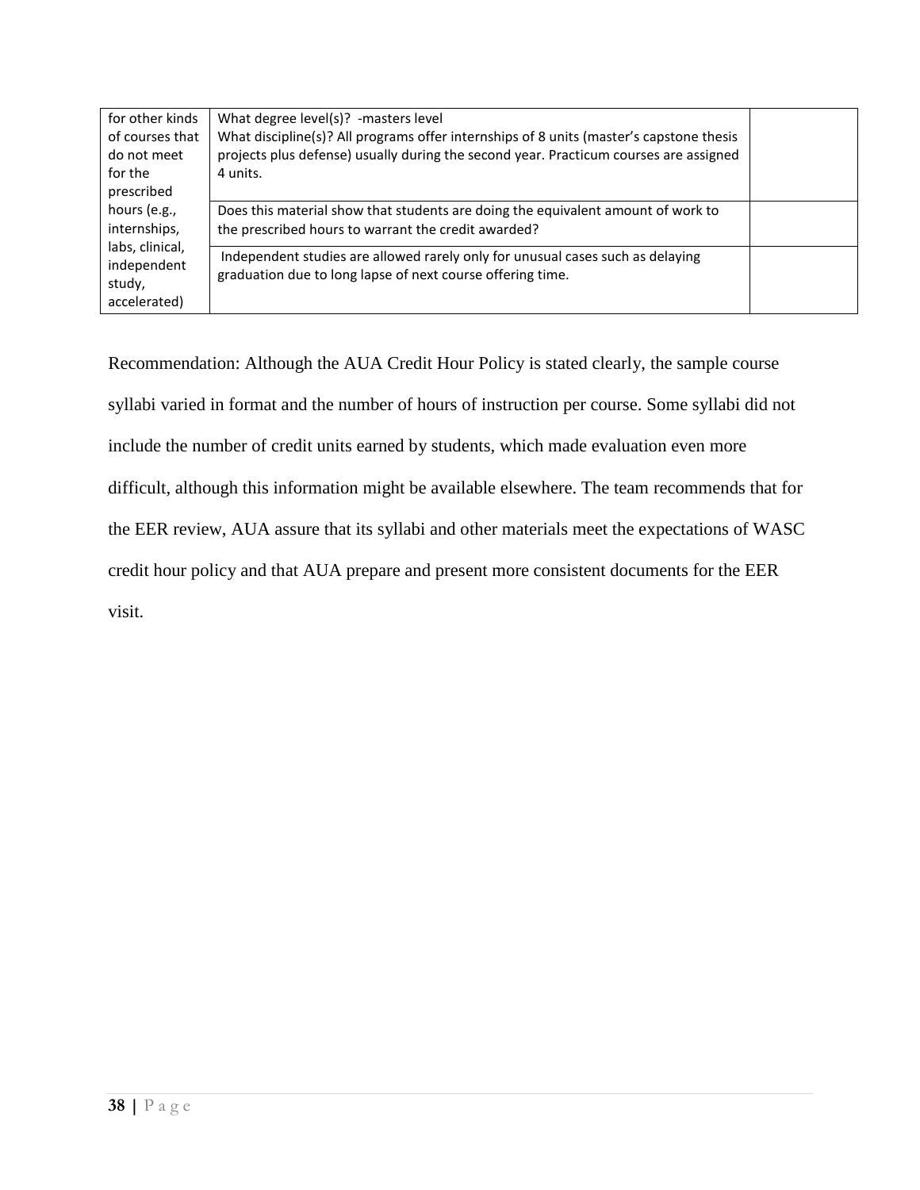| | | |
|---|---|---|
| for other kinds of courses that do not meet for the prescribed hours (e.g., internships, labs, clinical, independent study, accelerated) | What degree level(s)? -masters level<br>What discipline(s)? All programs offer internships of 8 units (master's capstone thesis projects plus defense) usually during the second year. Practicum courses are assigned 4 units. | |
| | Does this material show that students are doing the equivalent amount of work to the prescribed hours to warrant the credit awarded? | |
| | Independent studies are allowed rarely only for unusual cases such as delaying graduation due to long lapse of next course offering time. | |

Recommendation: Although the AUA Credit Hour Policy is stated clearly, the sample course syllabi varied in format and the number of hours of instruction per course. Some syllabi did not include the number of credit units earned by students, which made evaluation even more difficult, although this information might be available elsewhere. The team recommends that for the EER review, AUA assure that its syllabi and other materials meet the expectations of WASC credit hour policy and that AUA prepare and present more consistent documents for the EER visit.